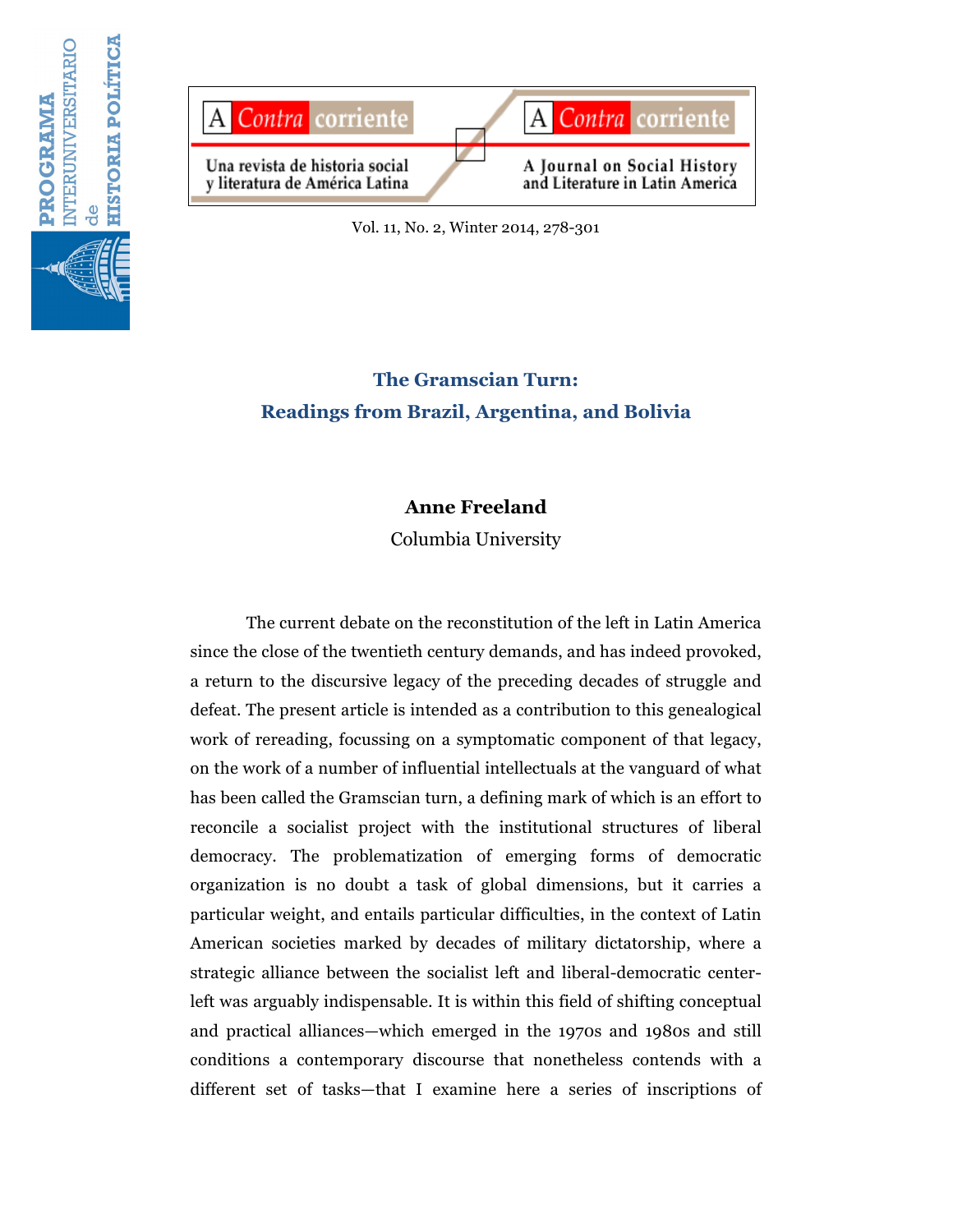# The Gramscian Turn: Readings from Brazil, Argentina, and Bolivia

**Anne Freeland**

Columbia University

The current debate on the reconstitution of the left in Latin America since the close of the twentieth century demands, and has indeed provoked, a return to the discursive legacy of the preceding decades of struggle and defeat. The present article is intended as a contribution to this genealogical work of rereading, focussing on a symptomatic component of that legacy, on the work of a number of influential intellectuals at the vanguard of what has been called the Gramscian turn, a defining mark of which is an effort to reconcile a socialist project with the institutional structures of liberal democracy. The problematization of emerging forms of democratic organization is no doubt a task of global dimensions, but it carries a particular weight, and entails particular difficulties, in the context of Latin American societies marked by decades of military dictatorship, where a strategic alliance between the socialist left and liberal-democratic center-left was arguably indispensable. It is within this field of shifting conceptual and practical alliances—which emerged in the 1970s and 1980s and still conditions a contemporary discourse that nonetheless contends with a different set of tasks—that I examine here a series of inscriptions of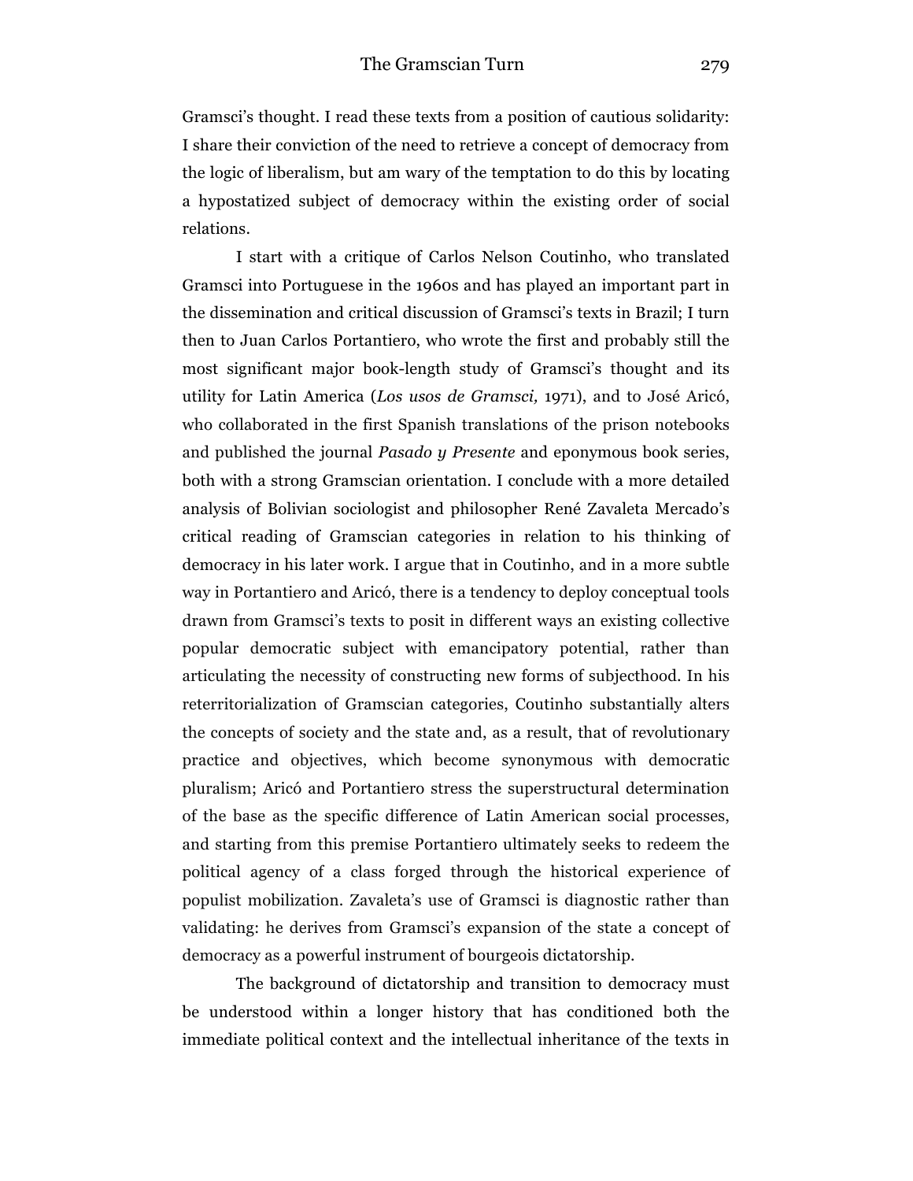Gramsci's thought. I read these texts from a position of cautious solidarity: I share their conviction of the need to retrieve a concept of democracy from the logic of liberalism, but am wary of the temptation to do this by locating a hypostatized subject of democracy within the existing order of social relations.

I start with a critique of Carlos Nelson Coutinho, who translated Gramsci into Portuguese in the 1960s and has played an important part in the dissemination and critical discussion of Gramsci's texts in Brazil; I turn then to Juan Carlos Portantiero, who wrote the first and probably still the most significant major book-length study of Gramsci's thought and its utility for Latin America (*Los usos de Gramsci,* 1971), and to José Aricó, who collaborated in the first Spanish translations of the prison notebooks and published the journal *Pasado y Presente* and eponymous book series, both with a strong Gramscian orientation. I conclude with a more detailed analysis of Bolivian sociologist and philosopher René Zavaleta Mercado's critical reading of Gramscian categories in relation to his thinking of democracy in his later work. I argue that in Coutinho, and in a more subtle way in Portantiero and Aricó, there is a tendency to deploy conceptual tools drawn from Gramsci's texts to posit in different ways an existing collective popular democratic subject with emancipatory potential, rather than articulating the necessity of constructing new forms of subjecthood. In his reterritorialization of Gramscian categories, Coutinho substantially alters the concepts of society and the state and, as a result, that of revolutionary practice and objectives, which become synonymous with democratic pluralism; Aricó and Portantiero stress the superstructural determination of the base as the specific difference of Latin American social processes, and starting from this premise Portantiero ultimately seeks to redeem the political agency of a class forged through the historical experience of populist mobilization. Zavaleta's use of Gramsci is diagnostic rather than validating: he derives from Gramsci's expansion of the state a concept of democracy as a powerful instrument of bourgeois dictatorship.

The background of dictatorship and transition to democracy must be understood within a longer history that has conditioned both the immediate political context and the intellectual inheritance of the texts in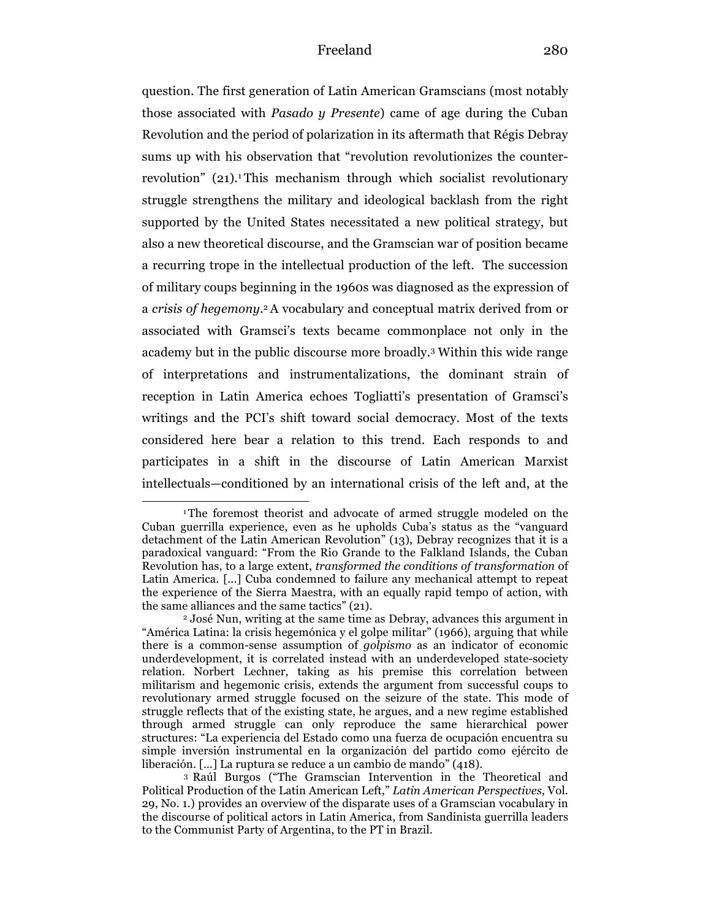question. The first generation of Latin American Gramscians (most notably those associated with *Pasado y Presente*) came of age during the Cuban Revolution and the period of polarization in its aftermath that Régis Debray sums up with his observation that "revolution revolutionizes the counter-revolution" (21).[1] This mechanism through which socialist revolutionary struggle strengthens the military and ideological backlash from the right supported by the United States necessitated a new political strategy, but also a new theoretical discourse, and the Gramscian war of position became a recurring trope in the intellectual production of the left. The succession of military coups beginning in the 1960s was diagnosed as the expression of a *crisis of hegemony*.[2] A vocabulary and conceptual matrix derived from or associated with Gramsci's texts became commonplace not only in the academy but in the public discourse more broadly.[3] Within this wide range of interpretations and instrumentalizations, the dominant strain of reception in Latin America echoes Togliatti's presentation of Gramsci's writings and the PCI's shift toward social democracy. Most of the texts considered here bear a relation to this trend. Each responds to and participates in a shift in the discourse of Latin American Marxist intellectuals—conditioned by an international crisis of the left and, at the

---

[1] The foremost theorist and advocate of armed struggle modeled on the Cuban guerrilla experience, even as he upholds Cuba's status as the "vanguard detachment of the Latin American Revolution" (13), Debray recognizes that it is a paradoxical vanguard: "From the Rio Grande to the Falkland Islands, the Cuban Revolution has, to a large extent, *transformed the conditions of transformation* of Latin America. [...] Cuba condemned to failure any mechanical attempt to repeat the experience of the Sierra Maestra, with an equally rapid tempo of action, with the same alliances and the same tactics" (21).

[2] José Nun, writing at the same time as Debray, advances this argument in "América Latina: la crisis hegemónica y el golpe militar" (1966), arguing that while there is a common-sense assumption of *golpismo* as an indicator of economic underdevelopment, it is correlated instead with an underdeveloped state-society relation. Norbert Lechner, taking as his premise this correlation between militarism and hegemonic crisis, extends the argument from successful coups to revolutionary armed struggle focused on the seizure of the state. This mode of struggle reflects that of the existing state, he argues, and a new regime established through armed struggle can only reproduce the same hierarchical power structures: "La experiencia del Estado como una fuerza de ocupación encuentra su simple inversión instrumental en la organización del partido como ejército de liberación. [...] La ruptura se reduce a un cambio de mando" (418).

[3] Raúl Burgos ("The Gramscian Intervention in the Theoretical and Political Production of the Latin American Left," *Latin American Perspectives*, Vol. 29, No. 1.) provides an overview of the disparate uses of a Gramscian vocabulary in the discourse of political actors in Latin America, from Sandinista guerrilla leaders to the Communist Party of Argentina, to the PT in Brazil.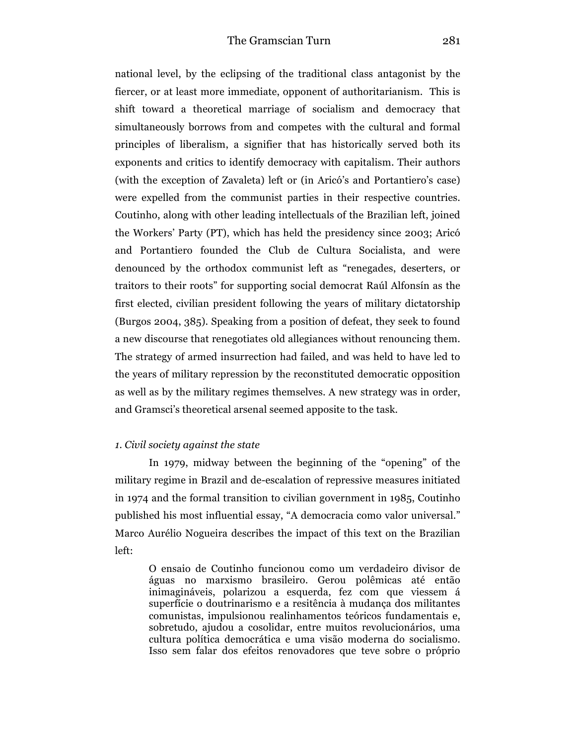national level, by the eclipsing of the traditional class antagonist by the fiercer, or at least more immediate, opponent of authoritarianism. This is shift toward a theoretical marriage of socialism and democracy that simultaneously borrows from and competes with the cultural and formal principles of liberalism, a signifier that has historically served both its exponents and critics to identify democracy with capitalism. Their authors (with the exception of Zavaleta) left or (in Aricó's and Portantiero's case) were expelled from the communist parties in their respective countries. Coutinho, along with other leading intellectuals of the Brazilian left, joined the Workers' Party (PT), which has held the presidency since 2003; Aricó and Portantiero founded the Club de Cultura Socialista, and were denounced by the orthodox communist left as "renegades, deserters, or traitors to their roots" for supporting social democrat Raúl Alfonsín as the first elected, civilian president following the years of military dictatorship (Burgos 2004, 385). Speaking from a position of defeat, they seek to found a new discourse that renegotiates old allegiances without renouncing them. The strategy of armed insurrection had failed, and was held to have led to the years of military repression by the reconstituted democratic opposition as well as by the military regimes themselves. A new strategy was in order, and Gramsci's theoretical arsenal seemed apposite to the task.

*1. Civil society against the state*

In 1979, midway between the beginning of the "opening" of the military regime in Brazil and de-escalation of repressive measures initiated in 1974 and the formal transition to civilian government in 1985, Coutinho published his most influential essay, "A democracia como valor universal." Marco Aurélio Nogueira describes the impact of this text on the Brazilian left:

> O ensaio de Coutinho funcionou como um verdadeiro divisor de águas no marxismo brasileiro. Gerou polêmicas até então inimagináveis, polarizou a esquerda, fez com que viessem á superfície o doutrinarismo e a resitência à mudança dos militantes comunistas, impulsionou realinhamentos teóricos fundamentais e, sobretudo, ajudou a cosolidar, entre muitos revolucionários, uma cultura política democrática e uma visão moderna do socialismo. Isso sem falar dos efeitos renovadores que teve sobre o próprio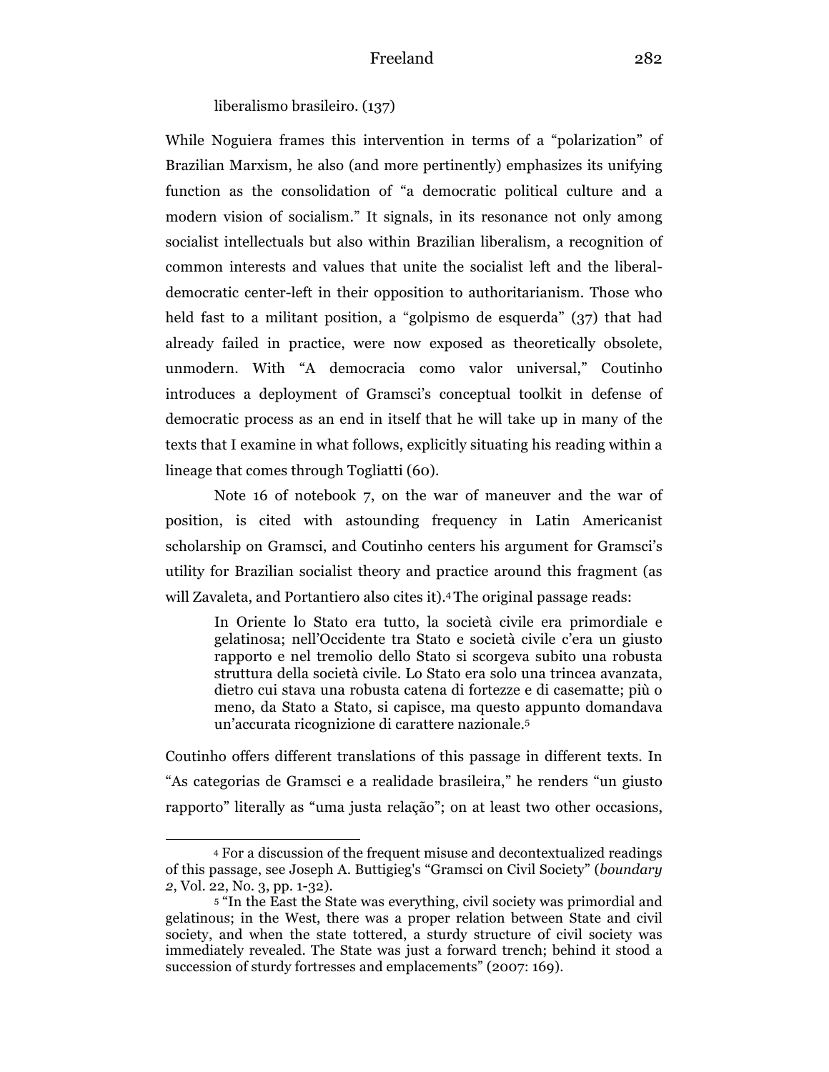liberalismo brasileiro. (137)

While Noguiera frames this intervention in terms of a "polarization" of Brazilian Marxism, he also (and more pertinently) emphasizes its unifying function as the consolidation of "a democratic political culture and a modern vision of socialism." It signals, in its resonance not only among socialist intellectuals but also within Brazilian liberalism, a recognition of common interests and values that unite the socialist left and the liberal-democratic center-left in their opposition to authoritarianism. Those who held fast to a militant position, a "golpismo de esquerda" (37) that had already failed in practice, were now exposed as theoretically obsolete, unmodern. With "A democracia como valor universal," Coutinho introduces a deployment of Gramsci's conceptual toolkit in defense of democratic process as an end in itself that he will take up in many of the texts that I examine in what follows, explicitly situating his reading within a lineage that comes through Togliatti (60).

Note 16 of notebook 7, on the war of maneuver and the war of position, is cited with astounding frequency in Latin Americanist scholarship on Gramsci, and Coutinho centers his argument for Gramsci's utility for Brazilian socialist theory and practice around this fragment (as will Zavaleta, and Portantiero also cites it).[4] The original passage reads:

> In Oriente lo Stato era tutto, la società civile era primordiale e gelatinosa; nell'Occidente tra Stato e società civile c'era un giusto rapporto e nel tremolio dello Stato si scorgeva subito una robusta struttura della società civile. Lo Stato era solo una trincea avanzata, dietro cui stava una robusta catena di fortezze e di casematte; più o meno, da Stato a Stato, si capisce, ma questo appunto domandava un'accurata ricognizione di carattere nazionale.[5]

Coutinho offers different translations of this passage in different texts. In "As categorias de Gramsci e a realidade brasileira," he renders "un giusto rapporto" literally as "uma justa relação"; on at least two other occasions,

---

[4] For a discussion of the frequent misuse and decontextualized readings of this passage, see Joseph A. Buttigieg's "Gramsci on Civil Society" (*boundary 2*, Vol. 22, No. 3, pp. 1-32).

[5] "In the East the State was everything, civil society was primordial and gelatinous; in the West, there was a proper relation between State and civil society, and when the state tottered, a sturdy structure of civil society was immediately revealed. The State was just a forward trench; behind it stood a succession of sturdy fortresses and emplacements" (2007: 169).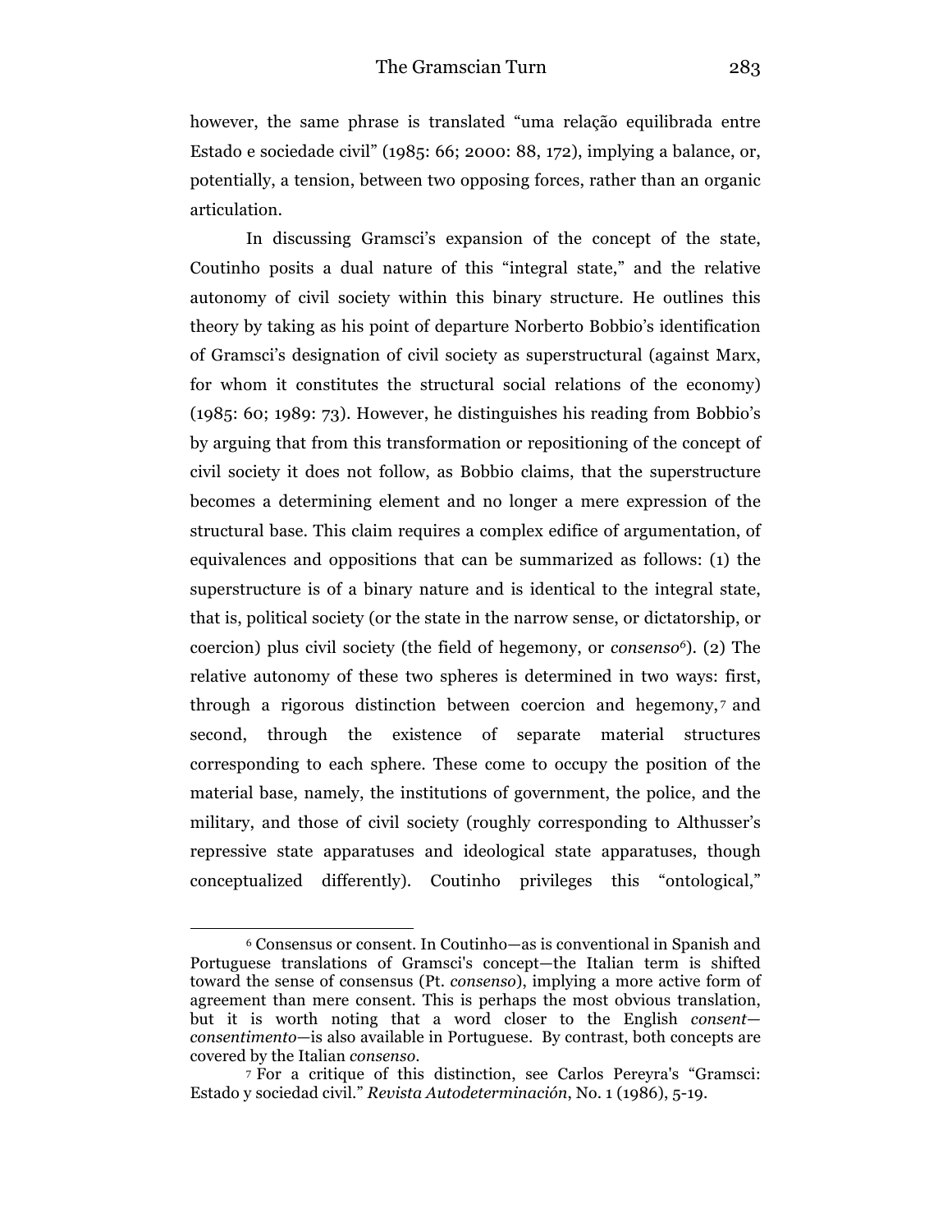however, the same phrase is translated "uma relação equilibrada entre Estado e sociedade civil" (1985: 66; 2000: 88, 172), implying a balance, or, potentially, a tension, between two opposing forces, rather than an organic articulation.

In discussing Gramsci's expansion of the concept of the state, Coutinho posits a dual nature of this "integral state," and the relative autonomy of civil society within this binary structure. He outlines this theory by taking as his point of departure Norberto Bobbio's identification of Gramsci's designation of civil society as superstructural (against Marx, for whom it constitutes the structural social relations of the economy) (1985: 60; 1989: 73). However, he distinguishes his reading from Bobbio's by arguing that from this transformation or repositioning of the concept of civil society it does not follow, as Bobbio claims, that the superstructure becomes a determining element and no longer a mere expression of the structural base. This claim requires a complex edifice of argumentation, of equivalences and oppositions that can be summarized as follows: (1) the superstructure is of a binary nature and is identical to the integral state, that is, political society (or the state in the narrow sense, or dictatorship, or coercion) plus civil society (the field of hegemony, or *consenso*[6]). (2) The relative autonomy of these two spheres is determined in two ways: first, through a rigorous distinction between coercion and hegemony,[7] and second, through the existence of separate material structures corresponding to each sphere. These come to occupy the position of the material base, namely, the institutions of government, the police, and the military, and those of civil society (roughly corresponding to Althusser's repressive state apparatuses and ideological state apparatuses, though conceptualized differently). Coutinho privileges this "ontological,"

---

[6] Consensus or consent. In Coutinho—as is conventional in Spanish and Portuguese translations of Gramsci's concept—the Italian term is shifted toward the sense of consensus (Pt. *consenso*), implying a more active form of agreement than mere consent. This is perhaps the most obvious translation, but it is worth noting that a word closer to the English *consent*—*consentimento*—is also available in Portuguese. By contrast, both concepts are covered by the Italian *consenso*.

[7] For a critique of this distinction, see Carlos Pereyra's "Gramsci: Estado y sociedad civil." *Revista Autodeterminación*, No. 1 (1986), 5-19.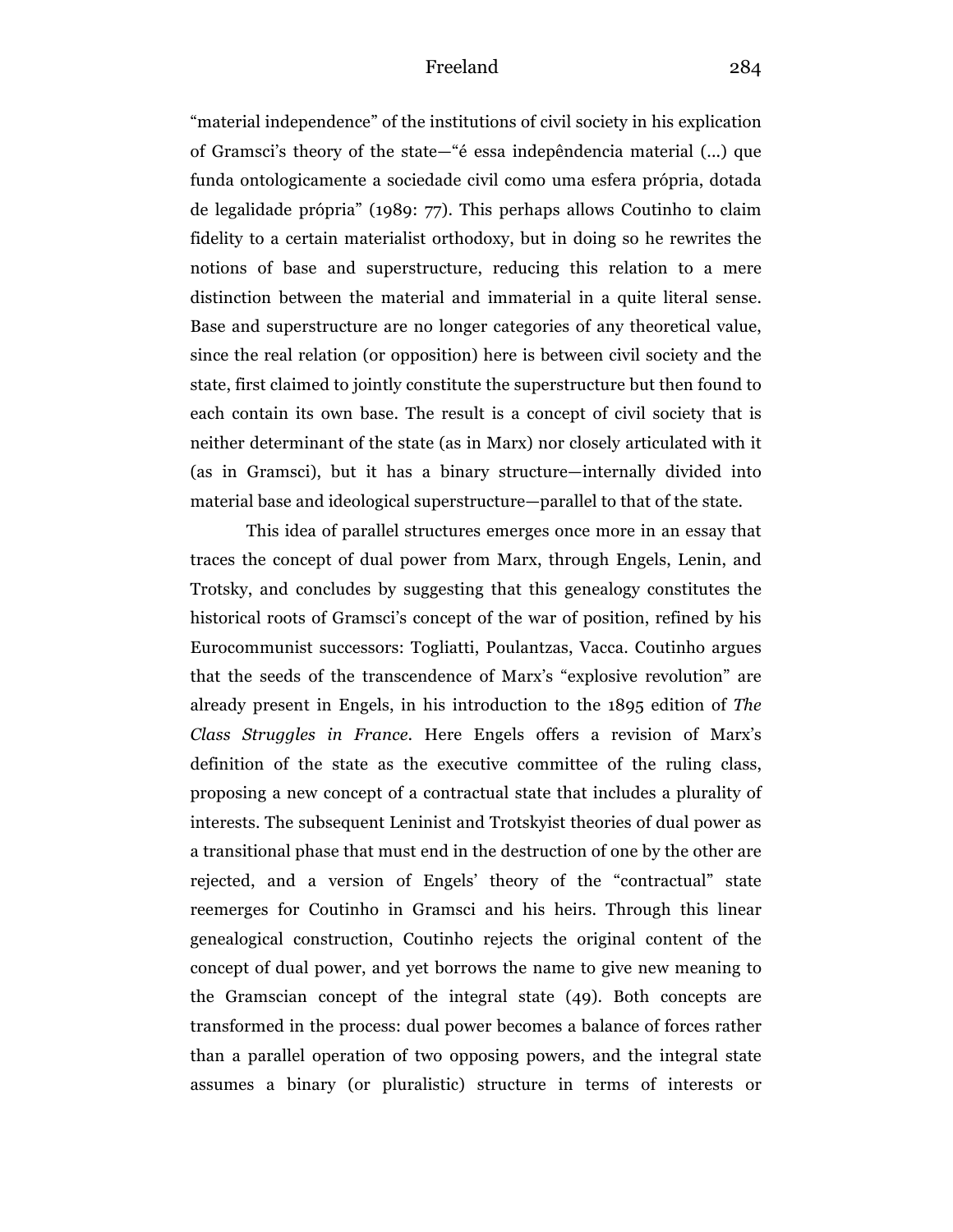"material independence" of the institutions of civil society in his explication of Gramsci's theory of the state—"é essa indepêndencia material (…) que funda ontologicamente a sociedade civil como uma esfera própria, dotada de legalidade própria" (1989: 77). This perhaps allows Coutinho to claim fidelity to a certain materialist orthodoxy, but in doing so he rewrites the notions of base and superstructure, reducing this relation to a mere distinction between the material and immaterial in a quite literal sense. Base and superstructure are no longer categories of any theoretical value, since the real relation (or opposition) here is between civil society and the state, first claimed to jointly constitute the superstructure but then found to each contain its own base. The result is a concept of civil society that is neither determinant of the state (as in Marx) nor closely articulated with it (as in Gramsci), but it has a binary structure—internally divided into material base and ideological superstructure—parallel to that of the state.

This idea of parallel structures emerges once more in an essay that traces the concept of dual power from Marx, through Engels, Lenin, and Trotsky, and concludes by suggesting that this genealogy constitutes the historical roots of Gramsci's concept of the war of position, refined by his Eurocommunist successors: Togliatti, Poulantzas, Vacca. Coutinho argues that the seeds of the transcendence of Marx's "explosive revolution" are already present in Engels, in his introduction to the 1895 edition of *The Class Struggles in France*. Here Engels offers a revision of Marx's definition of the state as the executive committee of the ruling class, proposing a new concept of a contractual state that includes a plurality of interests. The subsequent Leninist and Trotskyist theories of dual power as a transitional phase that must end in the destruction of one by the other are rejected, and a version of Engels' theory of the "contractual" state reemerges for Coutinho in Gramsci and his heirs. Through this linear genealogical construction, Coutinho rejects the original content of the concept of dual power, and yet borrows the name to give new meaning to the Gramscian concept of the integral state (49). Both concepts are transformed in the process: dual power becomes a balance of forces rather than a parallel operation of two opposing powers, and the integral state assumes a binary (or pluralistic) structure in terms of interests or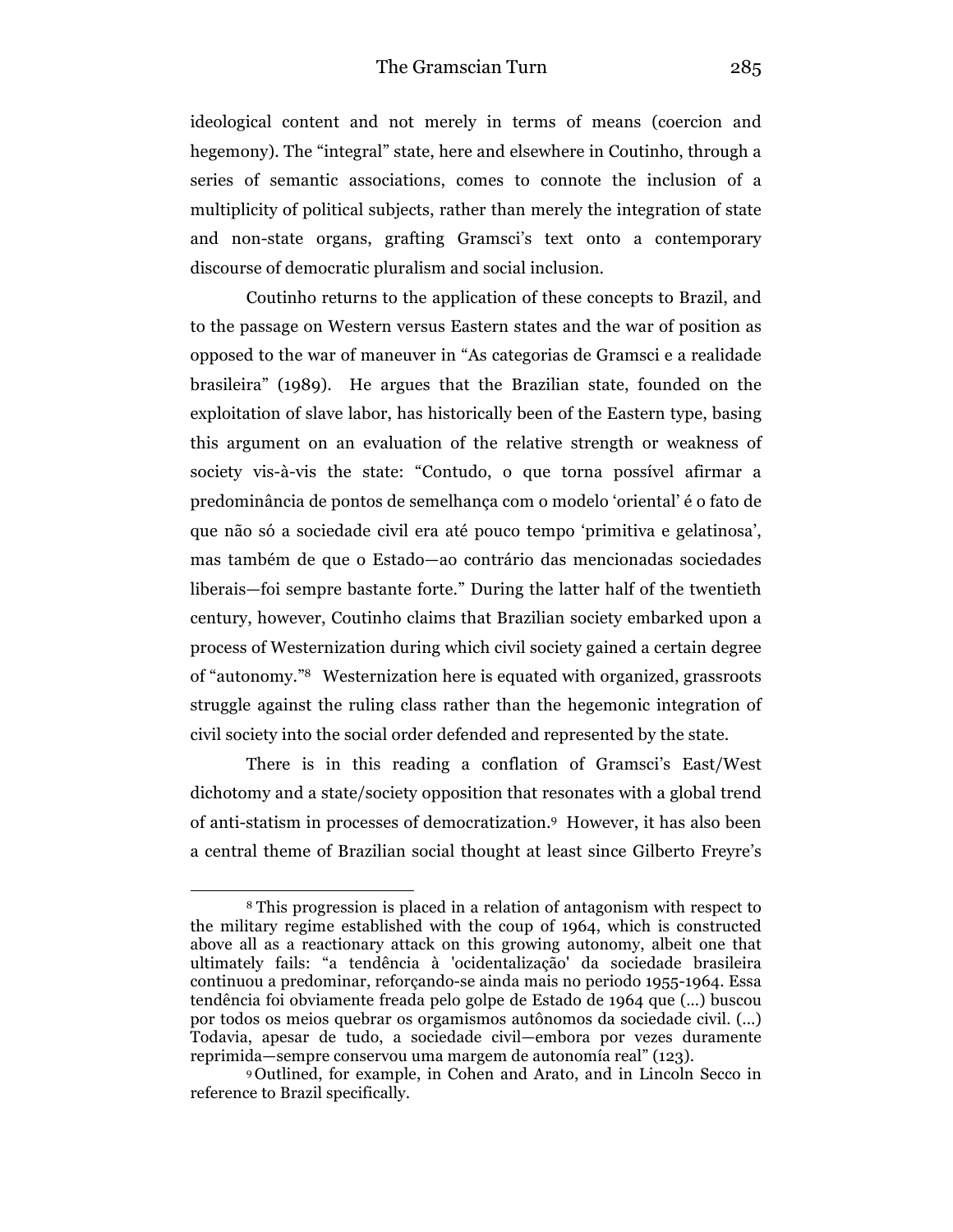ideological content and not merely in terms of means (coercion and hegemony). The "integral" state, here and elsewhere in Coutinho, through a series of semantic associations, comes to connote the inclusion of a multiplicity of political subjects, rather than merely the integration of state and non-state organs, grafting Gramsci's text onto a contemporary discourse of democratic pluralism and social inclusion.

Coutinho returns to the application of these concepts to Brazil, and to the passage on Western versus Eastern states and the war of position as opposed to the war of maneuver in "As categorias de Gramsci e a realidade brasileira" (1989). He argues that the Brazilian state, founded on the exploitation of slave labor, has historically been of the Eastern type, basing this argument on an evaluation of the relative strength or weakness of society vis-à-vis the state: "Contudo, o que torna possível afirmar a predominância de pontos de semelhança com o modelo 'oriental' é o fato de que não só a sociedade civil era até pouco tempo 'primitiva e gelatinosa', mas também de que o Estado—ao contrário das mencionadas sociedades liberais—foi sempre bastante forte." During the latter half of the twentieth century, however, Coutinho claims that Brazilian society embarked upon a process of Westernization during which civil society gained a certain degree of "autonomy."[8] Westernization here is equated with organized, grassroots struggle against the ruling class rather than the hegemonic integration of civil society into the social order defended and represented by the state.

There is in this reading a conflation of Gramsci's East/West dichotomy and a state/society opposition that resonates with a global trend of anti-statism in processes of democratization.[9] However, it has also been a central theme of Brazilian social thought at least since Gilberto Freyre's

---

[8] This progression is placed in a relation of antagonism with respect to the military regime established with the coup of 1964, which is constructed above all as a reactionary attack on this growing autonomy, albeit one that ultimately fails: "a tendência à 'ocidentalização' da sociedade brasileira continuou a predominar, reforçando-se ainda mais no periodo 1955-1964. Essa tendência foi obviamente freada pelo golpe de Estado de 1964 que (...) buscou por todos os meios quebrar os orgamismos autônomos da sociedade civil. (...) Todavia, apesar de tudo, a sociedade civil—embora por vezes duramente reprimida—sempre conservou uma margem de autonomía real" (123).

[9] Outlined, for example, in Cohen and Arato, and in Lincoln Secco in reference to Brazil specifically.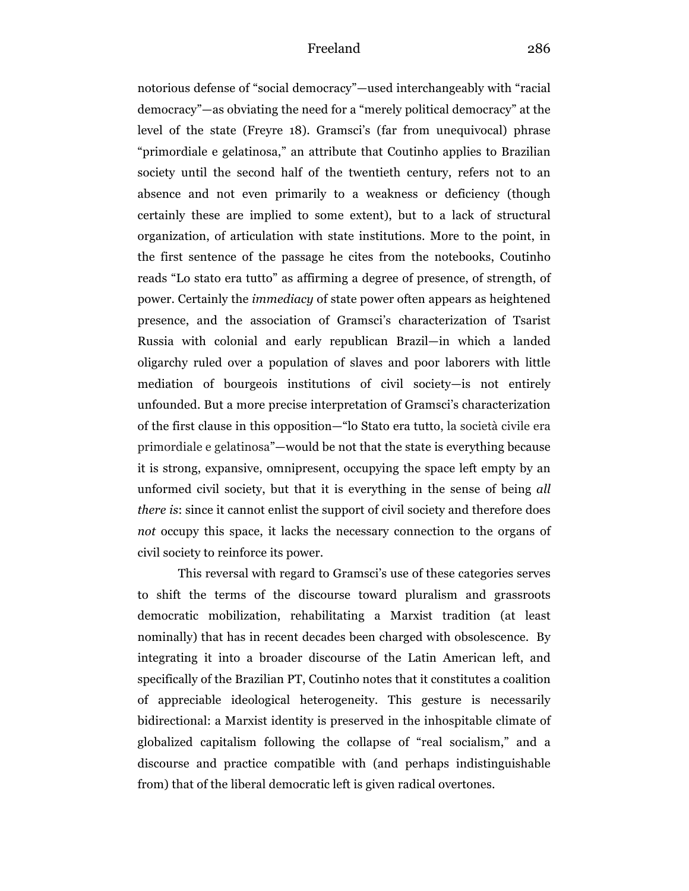notorious defense of "social democracy"—used interchangeably with "racial democracy"—as obviating the need for a "merely political democracy" at the level of the state (Freyre 18). Gramsci's (far from unequivocal) phrase "primordiale e gelatinosa," an attribute that Coutinho applies to Brazilian society until the second half of the twentieth century, refers not to an absence and not even primarily to a weakness or deficiency (though certainly these are implied to some extent), but to a lack of structural organization, of articulation with state institutions. More to the point, in the first sentence of the passage he cites from the notebooks, Coutinho reads "Lo stato era tutto" as affirming a degree of presence, of strength, of power. Certainly the *immediacy* of state power often appears as heightened presence, and the association of Gramsci's characterization of Tsarist Russia with colonial and early republican Brazil—in which a landed oligarchy ruled over a population of slaves and poor laborers with little mediation of bourgeois institutions of civil society—is not entirely unfounded. But a more precise interpretation of Gramsci's characterization of the first clause in this opposition—"lo Stato era tutto, la società civile era primordiale e gelatinosa"—would be not that the state is everything because it is strong, expansive, omnipresent, occupying the space left empty by an unformed civil society, but that it is everything in the sense of being *all there is*: since it cannot enlist the support of civil society and therefore does *not* occupy this space, it lacks the necessary connection to the organs of civil society to reinforce its power.

This reversal with regard to Gramsci's use of these categories serves to shift the terms of the discourse toward pluralism and grassroots democratic mobilization, rehabilitating a Marxist tradition (at least nominally) that has in recent decades been charged with obsolescence. By integrating it into a broader discourse of the Latin American left, and specifically of the Brazilian PT, Coutinho notes that it constitutes a coalition of appreciable ideological heterogeneity. This gesture is necessarily bidirectional: a Marxist identity is preserved in the inhospitable climate of globalized capitalism following the collapse of "real socialism," and a discourse and practice compatible with (and perhaps indistinguishable from) that of the liberal democratic left is given radical overtones.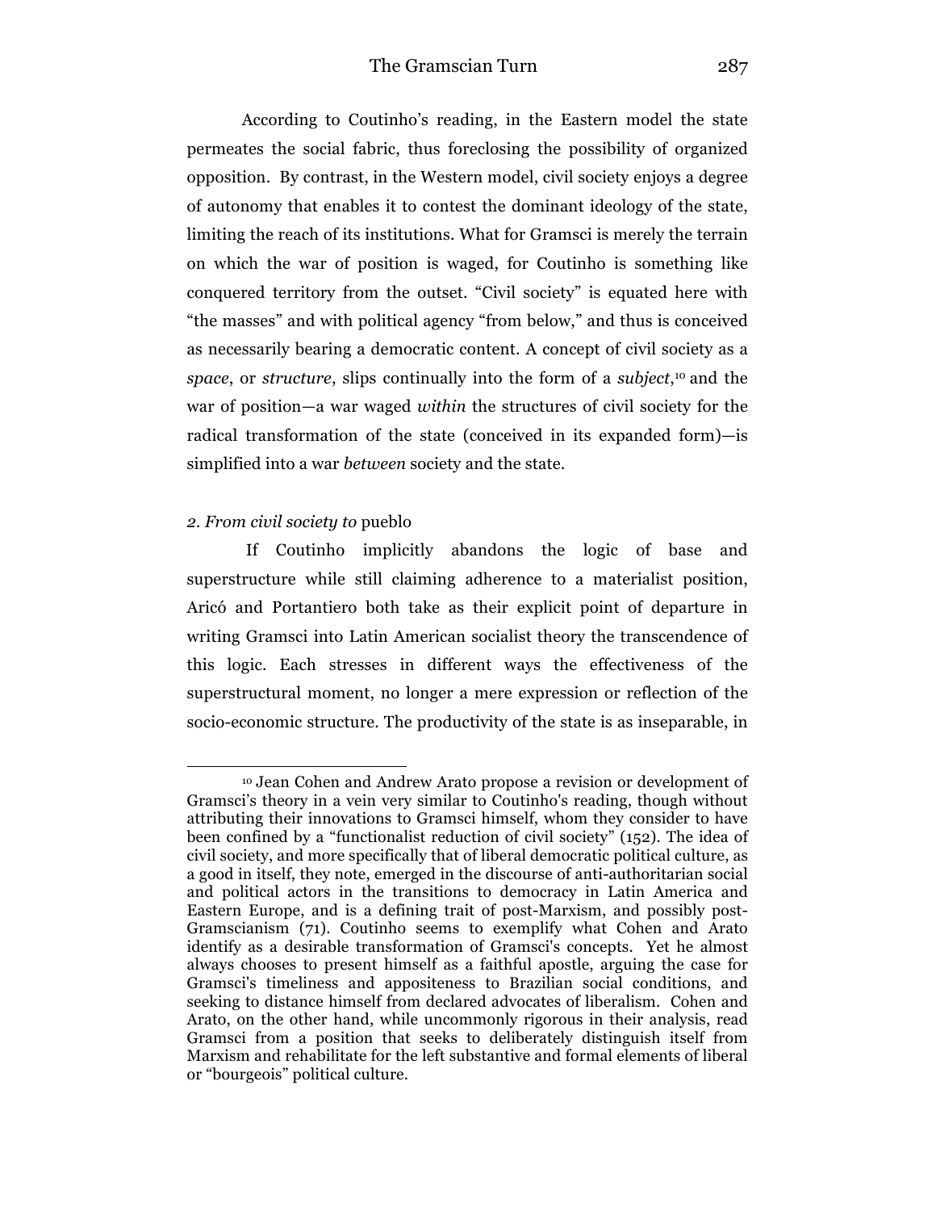According to Coutinho's reading, in the Eastern model the state permeates the social fabric, thus foreclosing the possibility of organized opposition. By contrast, in the Western model, civil society enjoys a degree of autonomy that enables it to contest the dominant ideology of the state, limiting the reach of its institutions. What for Gramsci is merely the terrain on which the war of position is waged, for Coutinho is something like conquered territory from the outset. "Civil society" is equated here with "the masses" and with political agency "from below," and thus is conceived as necessarily bearing a democratic content. A concept of civil society as a *space*, or *structure*, slips continually into the form of a *subject*,[10] and the war of position—a war waged *within* the structures of civil society for the radical transformation of the state (conceived in its expanded form)—is simplified into a war *between* society and the state.

### *2. From civil society to* pueblo

If Coutinho implicitly abandons the logic of base and superstructure while still claiming adherence to a materialist position, Aricó and Portantiero both take as their explicit point of departure in writing Gramsci into Latin American socialist theory the transcendence of this logic. Each stresses in different ways the effectiveness of the superstructural moment, no longer a mere expression or reflection of the socio-economic structure. The productivity of the state is as inseparable, in

---

[10] Jean Cohen and Andrew Arato propose a revision or development of Gramsci's theory in a vein very similar to Coutinho's reading, though without attributing their innovations to Gramsci himself, whom they consider to have been confined by a "functionalist reduction of civil society" (152). The idea of civil society, and more specifically that of liberal democratic political culture, as a good in itself, they note, emerged in the discourse of anti-authoritarian social and political actors in the transitions to democracy in Latin America and Eastern Europe, and is a defining trait of post-Marxism, and possibly post-Gramscianism (71). Coutinho seems to exemplify what Cohen and Arato identify as a desirable transformation of Gramsci's concepts. Yet he almost always chooses to present himself as a faithful apostle, arguing the case for Gramsci's timeliness and appositeness to Brazilian social conditions, and seeking to distance himself from declared advocates of liberalism. Cohen and Arato, on the other hand, while uncommonly rigorous in their analysis, read Gramsci from a position that seeks to deliberately distinguish itself from Marxism and rehabilitate for the left substantive and formal elements of liberal or "bourgeois" political culture.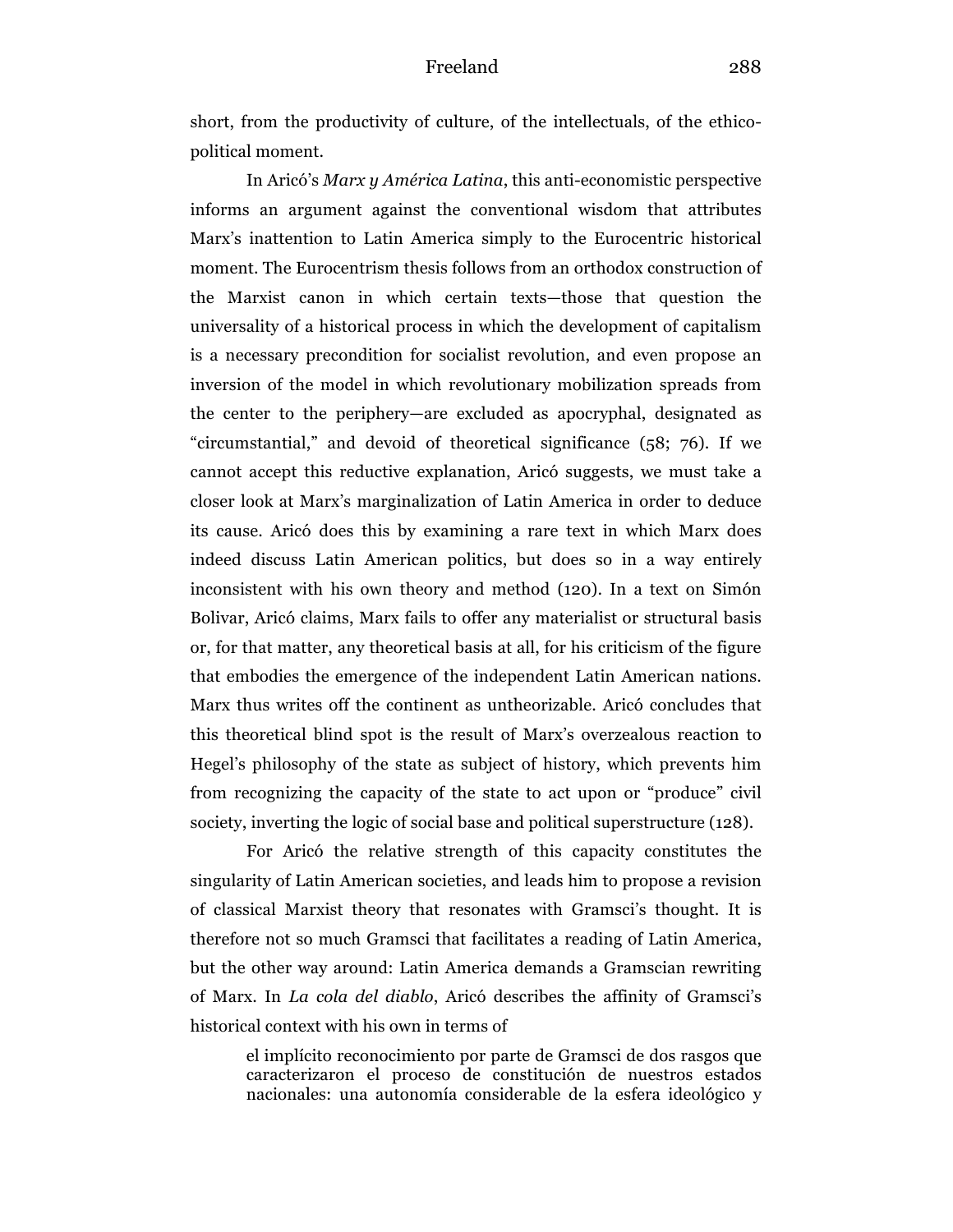short, from the productivity of culture, of the intellectuals, of the ethico-political moment.

In Aricó's *Marx y América Latina*, this anti-economistic perspective informs an argument against the conventional wisdom that attributes Marx's inattention to Latin America simply to the Eurocentric historical moment. The Eurocentrism thesis follows from an orthodox construction of the Marxist canon in which certain texts—those that question the universality of a historical process in which the development of capitalism is a necessary precondition for socialist revolution, and even propose an inversion of the model in which revolutionary mobilization spreads from the center to the periphery—are excluded as apocryphal, designated as "circumstantial," and devoid of theoretical significance (58; 76). If we cannot accept this reductive explanation, Aricó suggests, we must take a closer look at Marx's marginalization of Latin America in order to deduce its cause. Aricó does this by examining a rare text in which Marx does indeed discuss Latin American politics, but does so in a way entirely inconsistent with his own theory and method (120). In a text on Simón Bolivar, Aricó claims, Marx fails to offer any materialist or structural basis or, for that matter, any theoretical basis at all, for his criticism of the figure that embodies the emergence of the independent Latin American nations. Marx thus writes off the continent as untheorizable. Aricó concludes that this theoretical blind spot is the result of Marx's overzealous reaction to Hegel's philosophy of the state as subject of history, which prevents him from recognizing the capacity of the state to act upon or "produce" civil society, inverting the logic of social base and political superstructure (128).

For Aricó the relative strength of this capacity constitutes the singularity of Latin American societies, and leads him to propose a revision of classical Marxist theory that resonates with Gramsci's thought. It is therefore not so much Gramsci that facilitates a reading of Latin America, but the other way around: Latin America demands a Gramscian rewriting of Marx. In *La cola del diablo*, Aricó describes the affinity of Gramsci's historical context with his own in terms of

> el implícito reconocimiento por parte de Gramsci de dos rasgos que caracterizaron el proceso de constitución de nuestros estados nacionales: una autonomía considerable de la esfera ideológico y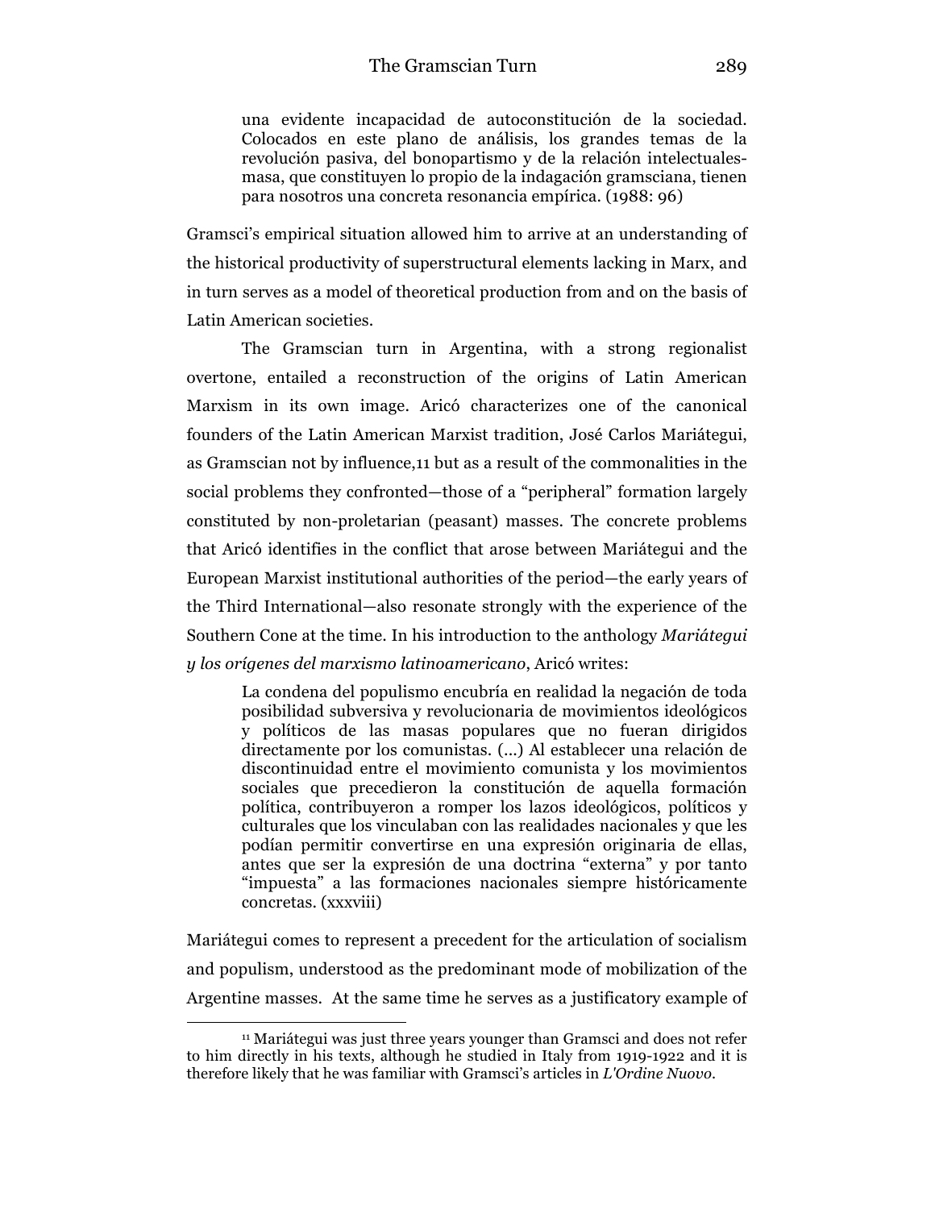> una evidente incapacidad de autoconstitución de la sociedad. Colocados en este plano de análisis, los grandes temas de la revolución pasiva, del bonopartismo y de la relación intelectuales-masa, que constituyen lo propio de la indagación gramsciana, tienen para nosotros una concreta resonancia empírica. (1988: 96)

Gramsci's empirical situation allowed him to arrive at an understanding of the historical productivity of superstructural elements lacking in Marx, and in turn serves as a model of theoretical production from and on the basis of Latin American societies.

The Gramscian turn in Argentina, with a strong regionalist overtone, entailed a reconstruction of the origins of Latin American Marxism in its own image. Aricó characterizes one of the canonical founders of the Latin American Marxist tradition, José Carlos Mariátegui, as Gramscian not by influence,[11] but as a result of the commonalities in the social problems they confronted—those of a "peripheral" formation largely constituted by non-proletarian (peasant) masses. The concrete problems that Aricó identifies in the conflict that arose between Mariátegui and the European Marxist institutional authorities of the period—the early years of the Third International—also resonate strongly with the experience of the Southern Cone at the time. In his introduction to the anthology *Mariátegui y los orígenes del marxismo latinoamericano*, Aricó writes:

> La condena del populismo encubría en realidad la negación de toda posibilidad subversiva y revolucionaria de movimientos ideológicos y políticos de las masas populares que no fueran dirigidos directamente por los comunistas. (...) Al establecer una relación de discontinuidad entre el movimiento comunista y los movimientos sociales que precedieron la constitución de aquella formación política, contribuyeron a romper los lazos ideológicos, políticos y culturales que los vinculaban con las realidades nacionales y que les podían permitir convertirse en una expresión originaria de ellas, antes que ser la expresión de una doctrina "externa" y por tanto "impuesta" a las formaciones nacionales siempre históricamente concretas. (xxxviii)

Mariátegui comes to represent a precedent for the articulation of socialism and populism, understood as the predominant mode of mobilization of the Argentine masses. At the same time he serves as a justificatory example of

[11] Mariátegui was just three years younger than Gramsci and does not refer to him directly in his texts, although he studied in Italy from 1919-1922 and it is therefore likely that he was familiar with Gramsci's articles in *L'Ordine Nuovo*.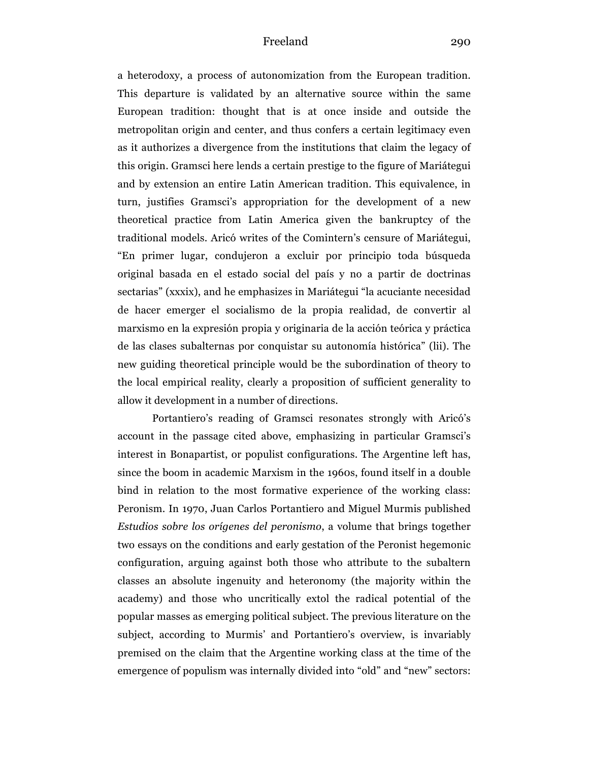a heterodoxy, a process of autonomization from the European tradition. This departure is validated by an alternative source within the same European tradition: thought that is at once inside and outside the metropolitan origin and center, and thus confers a certain legitimacy even as it authorizes a divergence from the institutions that claim the legacy of this origin. Gramsci here lends a certain prestige to the figure of Mariátegui and by extension an entire Latin American tradition. This equivalence, in turn, justifies Gramsci's appropriation for the development of a new theoretical practice from Latin America given the bankruptcy of the traditional models. Aricó writes of the Comintern's censure of Mariátegui, "En primer lugar, condujeron a excluir por principio toda búsqueda original basada en el estado social del país y no a partir de doctrinas sectarias" (xxxix), and he emphasizes in Mariátegui "la acuciante necesidad de hacer emerger el socialismo de la propia realidad, de convertir al marxismo en la expresión propia y originaria de la acción teórica y práctica de las clases subalternas por conquistar su autonomía histórica" (lii). The new guiding theoretical principle would be the subordination of theory to the local empirical reality, clearly a proposition of sufficient generality to allow it development in a number of directions.

Portantiero's reading of Gramsci resonates strongly with Aricó's account in the passage cited above, emphasizing in particular Gramsci's interest in Bonapartist, or populist configurations. The Argentine left has, since the boom in academic Marxism in the 1960s, found itself in a double bind in relation to the most formative experience of the working class: Peronism. In 1970, Juan Carlos Portantiero and Miguel Murmis published *Estudios sobre los orígenes del peronismo*, a volume that brings together two essays on the conditions and early gestation of the Peronist hegemonic configuration, arguing against both those who attribute to the subaltern classes an absolute ingenuity and heteronomy (the majority within the academy) and those who uncritically extol the radical potential of the popular masses as emerging political subject. The previous literature on the subject, according to Murmis' and Portantiero's overview, is invariably premised on the claim that the Argentine working class at the time of the emergence of populism was internally divided into "old" and "new" sectors: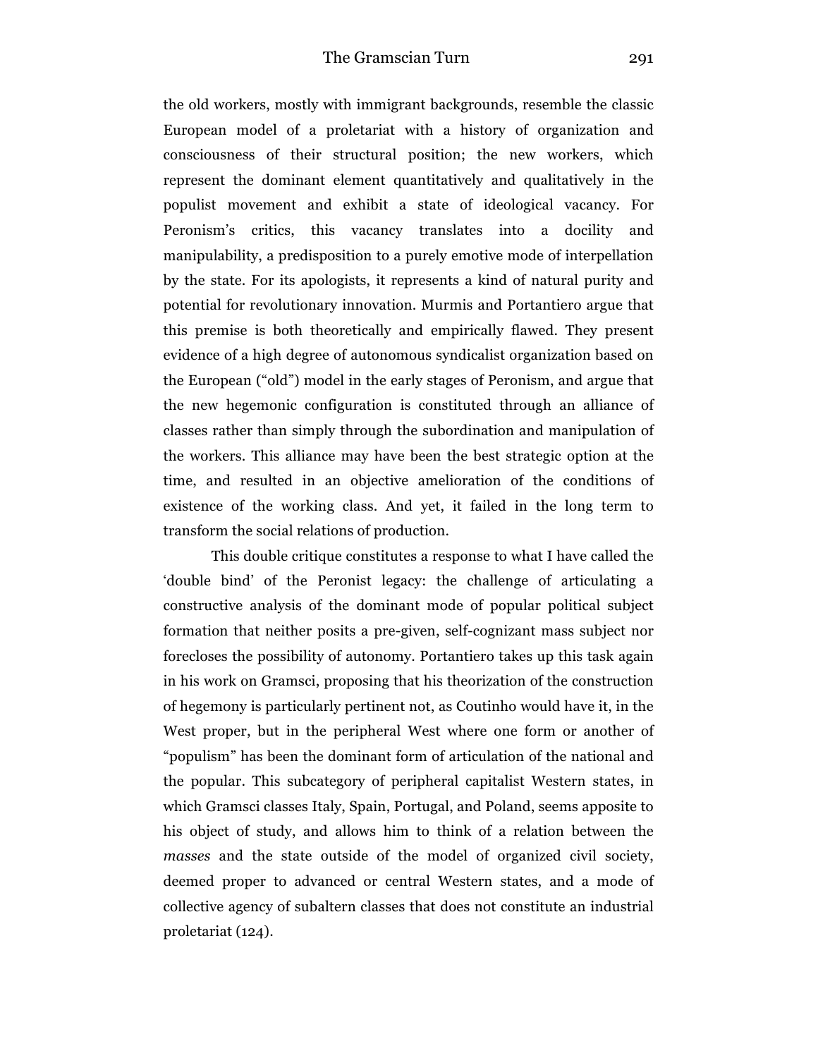the old workers, mostly with immigrant backgrounds, resemble the classic European model of a proletariat with a history of organization and consciousness of their structural position; the new workers, which represent the dominant element quantitatively and qualitatively in the populist movement and exhibit a state of ideological vacancy. For Peronism's critics, this vacancy translates into a docility and manipulability, a predisposition to a purely emotive mode of interpellation by the state. For its apologists, it represents a kind of natural purity and potential for revolutionary innovation. Murmis and Portantiero argue that this premise is both theoretically and empirically flawed. They present evidence of a high degree of autonomous syndicalist organization based on the European ("old") model in the early stages of Peronism, and argue that the new hegemonic configuration is constituted through an alliance of classes rather than simply through the subordination and manipulation of the workers. This alliance may have been the best strategic option at the time, and resulted in an objective amelioration of the conditions of existence of the working class. And yet, it failed in the long term to transform the social relations of production.

This double critique constitutes a response to what I have called the 'double bind' of the Peronist legacy: the challenge of articulating a constructive analysis of the dominant mode of popular political subject formation that neither posits a pre-given, self-cognizant mass subject nor forecloses the possibility of autonomy. Portantiero takes up this task again in his work on Gramsci, proposing that his theorization of the construction of hegemony is particularly pertinent not, as Coutinho would have it, in the West proper, but in the peripheral West where one form or another of "populism" has been the dominant form of articulation of the national and the popular. This subcategory of peripheral capitalist Western states, in which Gramsci classes Italy, Spain, Portugal, and Poland, seems apposite to his object of study, and allows him to think of a relation between the *masses* and the state outside of the model of organized civil society, deemed proper to advanced or central Western states, and a mode of collective agency of subaltern classes that does not constitute an industrial proletariat (124).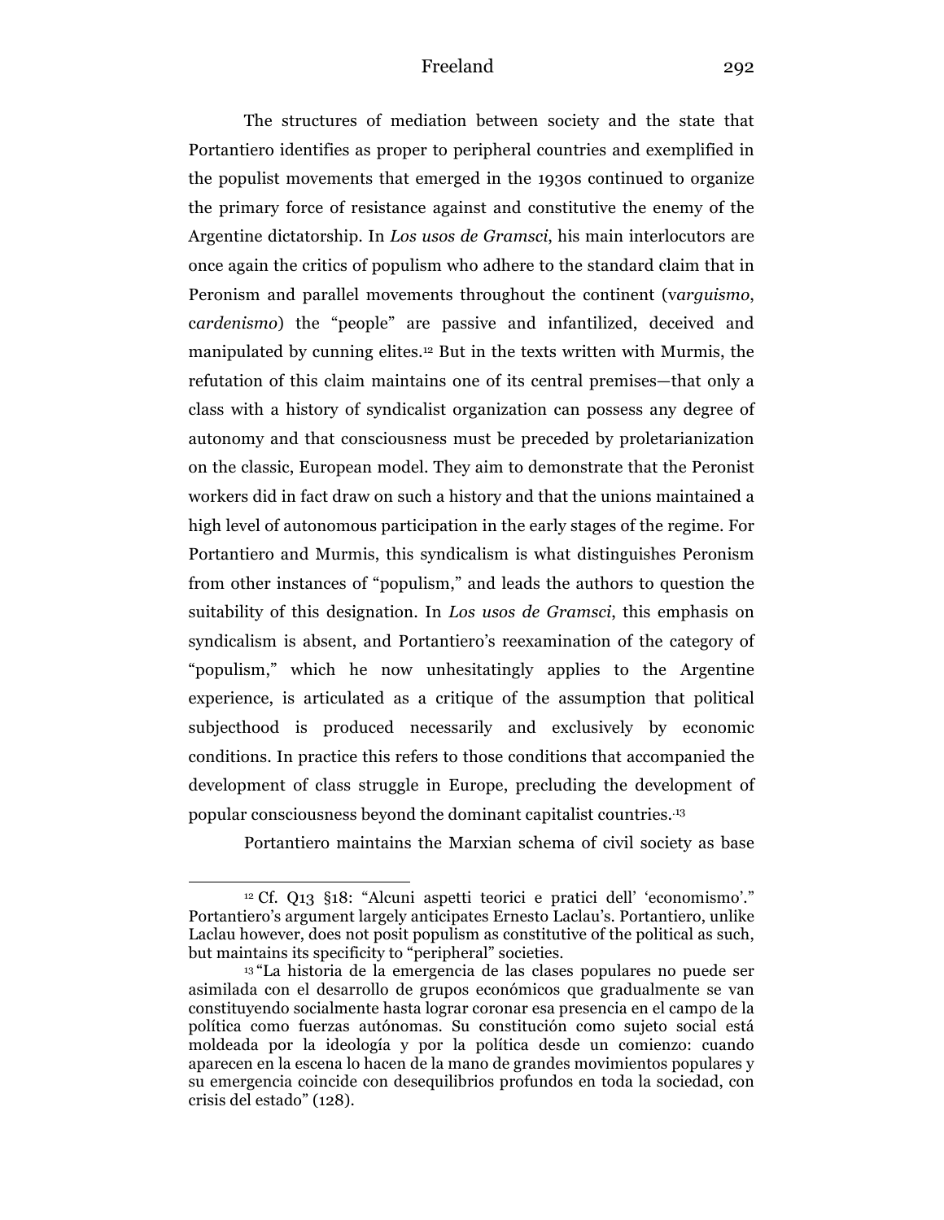The structures of mediation between society and the state that Portantiero identifies as proper to peripheral countries and exemplified in the populist movements that emerged in the 1930s continued to organize the primary force of resistance against and constitutive the enemy of the Argentine dictatorship. In *Los usos de Gramsci*, his main interlocutors are once again the critics of populism who adhere to the standard claim that in Peronism and parallel movements throughout the continent (v*arguismo*, c*ardenismo*) the "people" are passive and infantilized, deceived and manipulated by cunning elites.[12] But in the texts written with Murmis, the refutation of this claim maintains one of its central premises—that only a class with a history of syndicalist organization can possess any degree of autonomy and that consciousness must be preceded by proletarianization on the classic, European model. They aim to demonstrate that the Peronist workers did in fact draw on such a history and that the unions maintained a high level of autonomous participation in the early stages of the regime. For Portantiero and Murmis, this syndicalism is what distinguishes Peronism from other instances of "populism," and leads the authors to question the suitability of this designation. In *Los usos de Gramsci*, this emphasis on syndicalism is absent, and Portantiero's reexamination of the category of "populism," which he now unhesitatingly applies to the Argentine experience, is articulated as a critique of the assumption that political subjecthood is produced necessarily and exclusively by economic conditions. In practice this refers to those conditions that accompanied the development of class struggle in Europe, precluding the development of popular consciousness beyond the dominant capitalist countries.[13]

Portantiero maintains the Marxian schema of civil society as base

---

[12] Cf. Q13 §18: "Alcuni aspetti teorici e pratici dell' 'economismo'." Portantiero's argument largely anticipates Ernesto Laclau's. Portantiero, unlike Laclau however, does not posit populism as constitutive of the political as such, but maintains its specificity to "peripheral" societies.

[13] "La historia de la emergencia de las clases populares no puede ser asimilada con el desarrollo de grupos económicos que gradualmente se van constituyendo socialmente hasta lograr coronar esa presencia en el campo de la política como fuerzas autónomas. Su constitución como sujeto social está moldeada por la ideología y por la política desde un comienzo: cuando aparecen en la escena lo hacen de la mano de grandes movimientos populares y su emergencia coincide con desequilibrios profundos en toda la sociedad, con crisis del estado" (128).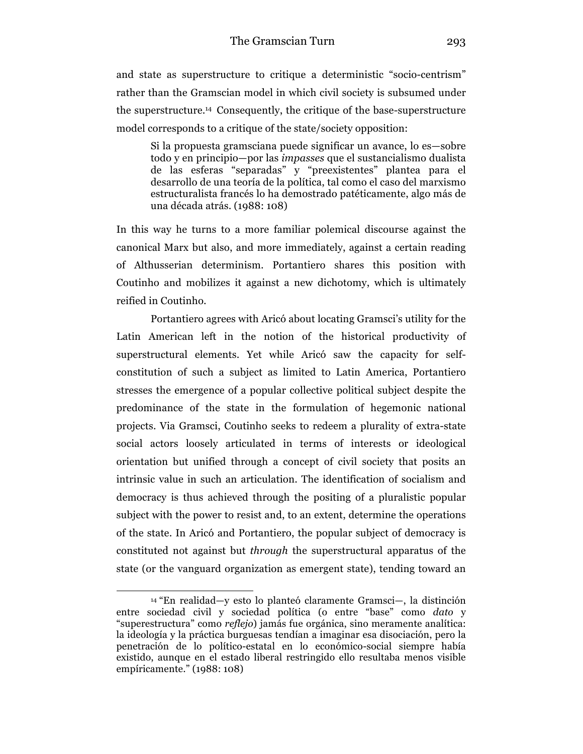and state as superstructure to critique a deterministic "socio-centrism" rather than the Gramscian model in which civil society is subsumed under the superstructure.[14] Consequently, the critique of the base-superstructure model corresponds to a critique of the state/society opposition:

> Si la propuesta gramsciana puede significar un avance, lo es—sobre todo y en principio—por las *impasses* que el sustancialismo dualista de las esferas "separadas" y "preexistentes" plantea para el desarrollo de una teoría de la política, tal como el caso del marxismo estructuralista francés lo ha demostrado patéticamente, algo más de una década atrás. (1988: 108)

In this way he turns to a more familiar polemical discourse against the canonical Marx but also, and more immediately, against a certain reading of Althusserian determinism. Portantiero shares this position with Coutinho and mobilizes it against a new dichotomy, which is ultimately reified in Coutinho.

Portantiero agrees with Aricó about locating Gramsci's utility for the Latin American left in the notion of the historical productivity of superstructural elements. Yet while Aricó saw the capacity for self-constitution of such a subject as limited to Latin America, Portantiero stresses the emergence of a popular collective political subject despite the predominance of the state in the formulation of hegemonic national projects. Via Gramsci, Coutinho seeks to redeem a plurality of extra-state social actors loosely articulated in terms of interests or ideological orientation but unified through a concept of civil society that posits an intrinsic value in such an articulation. The identification of socialism and democracy is thus achieved through the positing of a pluralistic popular subject with the power to resist and, to an extent, determine the operations of the state. In Aricó and Portantiero, the popular subject of democracy is constituted not against but *through* the superstructural apparatus of the state (or the vanguard organization as emergent state), tending toward an

---

[14] "En realidad—y esto lo planteó claramente Gramsci—, la distinción entre sociedad civil y sociedad política (o entre "base" como *dato* y "superestructura" como *reflejo*) jamás fue orgánica, sino meramente analítica: la ideología y la práctica burguesas tendían a imaginar esa disociación, pero la penetración de lo político-estatal en lo económico-social siempre había existido, aunque en el estado liberal restringido ello resultaba menos visible empíricamente." (1988: 108)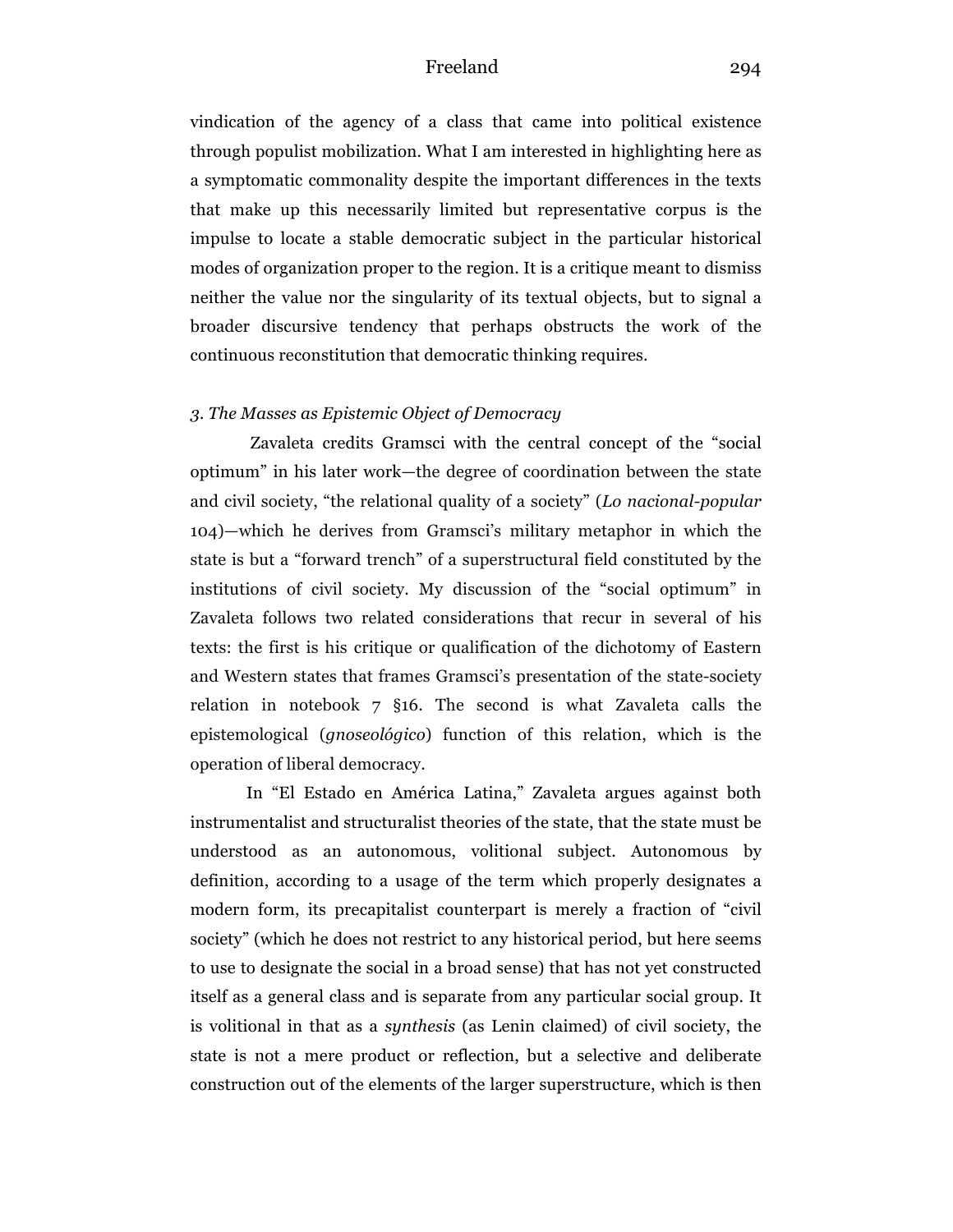vindication of the agency of a class that came into political existence through populist mobilization. What I am interested in highlighting here as a symptomatic commonality despite the important differences in the texts that make up this necessarily limited but representative corpus is the impulse to locate a stable democratic subject in the particular historical modes of organization proper to the region. It is a critique meant to dismiss neither the value nor the singularity of its textual objects, but to signal a broader discursive tendency that perhaps obstructs the work of the continuous reconstitution that democratic thinking requires.

### *3. The Masses as Epistemic Object of Democracy*

Zavaleta credits Gramsci with the central concept of the "social optimum" in his later work—the degree of coordination between the state and civil society, "the relational quality of a society" (*Lo nacional-popular* 104)—which he derives from Gramsci's military metaphor in which the state is but a "forward trench" of a superstructural field constituted by the institutions of civil society. My discussion of the "social optimum" in Zavaleta follows two related considerations that recur in several of his texts: the first is his critique or qualification of the dichotomy of Eastern and Western states that frames Gramsci's presentation of the state-society relation in notebook 7 §16. The second is what Zavaleta calls the epistemological (*gnoseológico*) function of this relation, which is the operation of liberal democracy.

In "El Estado en América Latina," Zavaleta argues against both instrumentalist and structuralist theories of the state, that the state must be understood as an autonomous, volitional subject. Autonomous by definition, according to a usage of the term which properly designates a modern form, its precapitalist counterpart is merely a fraction of "civil society" (which he does not restrict to any historical period, but here seems to use to designate the social in a broad sense) that has not yet constructed itself as a general class and is separate from any particular social group. It is volitional in that as a *synthesis* (as Lenin claimed) of civil society, the state is not a mere product or reflection, but a selective and deliberate construction out of the elements of the larger superstructure, which is then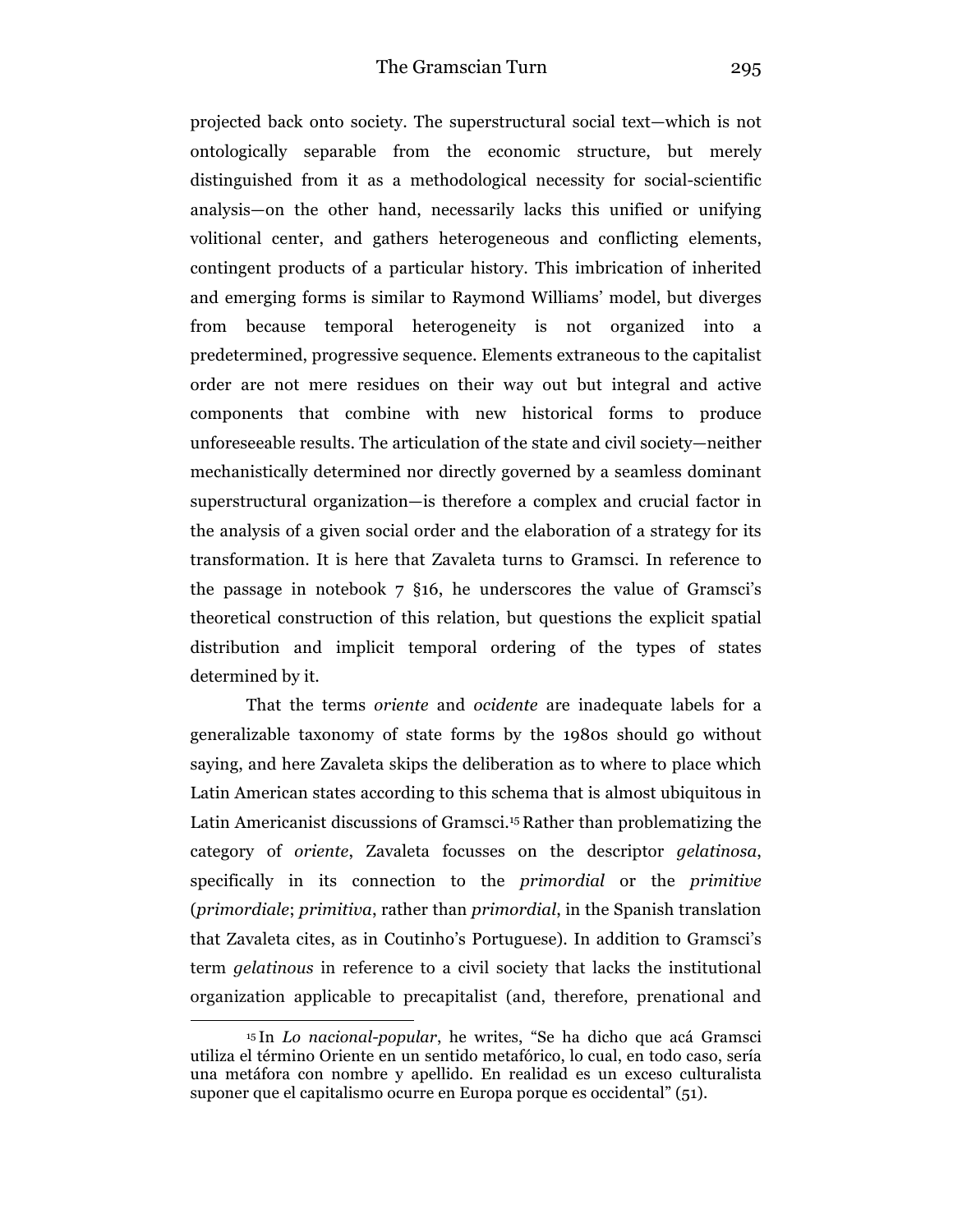projected back onto society. The superstructural social text—which is not ontologically separable from the economic structure, but merely distinguished from it as a methodological necessity for social-scientific analysis—on the other hand, necessarily lacks this unified or unifying volitional center, and gathers heterogeneous and conflicting elements, contingent products of a particular history. This imbrication of inherited and emerging forms is similar to Raymond Williams' model, but diverges from because temporal heterogeneity is not organized into a predetermined, progressive sequence. Elements extraneous to the capitalist order are not mere residues on their way out but integral and active components that combine with new historical forms to produce unforeseeable results. The articulation of the state and civil society—neither mechanistically determined nor directly governed by a seamless dominant superstructural organization—is therefore a complex and crucial factor in the analysis of a given social order and the elaboration of a strategy for its transformation. It is here that Zavaleta turns to Gramsci. In reference to the passage in notebook 7 §16, he underscores the value of Gramsci's theoretical construction of this relation, but questions the explicit spatial distribution and implicit temporal ordering of the types of states determined by it.

That the terms *oriente* and *ocidente* are inadequate labels for a generalizable taxonomy of state forms by the 1980s should go without saying, and here Zavaleta skips the deliberation as to where to place which Latin American states according to this schema that is almost ubiquitous in Latin Americanist discussions of Gramsci.[15] Rather than problematizing the category of *oriente*, Zavaleta focusses on the descriptor *gelatinosa*, specifically in its connection to the *primordial* or the *primitive* (*primordiale*; *primitiva*, rather than *primordial*, in the Spanish translation that Zavaleta cites, as in Coutinho's Portuguese). In addition to Gramsci's term *gelatinous* in reference to a civil society that lacks the institutional organization applicable to precapitalist (and, therefore, prenational and

[15] In *Lo nacional-popular*, he writes, "Se ha dicho que acá Gramsci utiliza el término Oriente en un sentido metafórico, lo cual, en todo caso, sería una metáfora con nombre y apellido. En realidad es un exceso culturalista suponer que el capitalismo ocurre en Europa porque es occidental" (51).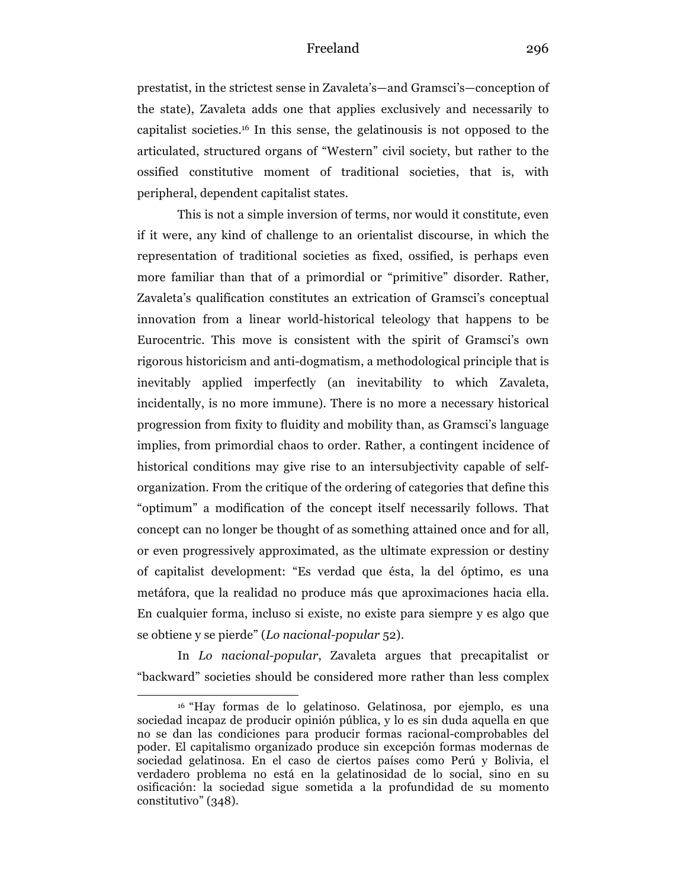prestatist, in the strictest sense in Zavaleta's—and Gramsci's—conception of the state), Zavaleta adds one that applies exclusively and necessarily to capitalist societies.[16] In this sense, the gelatinousis is not opposed to the articulated, structured organs of "Western" civil society, but rather to the ossified constitutive moment of traditional societies, that is, with peripheral, dependent capitalist states.

This is not a simple inversion of terms, nor would it constitute, even if it were, any kind of challenge to an orientalist discourse, in which the representation of traditional societies as fixed, ossified, is perhaps even more familiar than that of a primordial or "primitive" disorder. Rather, Zavaleta's qualification constitutes an extrication of Gramsci's conceptual innovation from a linear world-historical teleology that happens to be Eurocentric. This move is consistent with the spirit of Gramsci's own rigorous historicism and anti-dogmatism, a methodological principle that is inevitably applied imperfectly (an inevitability to which Zavaleta, incidentally, is no more immune). There is no more a necessary historical progression from fixity to fluidity and mobility than, as Gramsci's language implies, from primordial chaos to order. Rather, a contingent incidence of historical conditions may give rise to an intersubjectivity capable of self-organization. From the critique of the ordering of categories that define this "optimum" a modification of the concept itself necessarily follows. That concept can no longer be thought of as something attained once and for all, or even progressively approximated, as the ultimate expression or destiny of capitalist development: "Es verdad que ésta, la del óptimo, es una metáfora, que la realidad no produce más que aproximaciones hacia ella. En cualquier forma, incluso si existe, no existe para siempre y es algo que se obtiene y se pierde" (*Lo nacional-popular* 52).

In *Lo nacional-popular*, Zavaleta argues that precapitalist or "backward" societies should be considered more rather than less complex

---

[16] "Hay formas de lo gelatinoso. Gelatinosa, por ejemplo, es una sociedad incapaz de producir opinión pública, y lo es sin duda aquella en que no se dan las condiciones para producir formas racional-comprobables del poder. El capitalismo organizado produce sin excepción formas modernas de sociedad gelatinosa. En el caso de ciertos países como Perú y Bolivia, el verdadero problema no está en la gelatinosidad de lo social, sino en su osificación: la sociedad sigue sometida a la profundidad de su momento constitutivo" (348).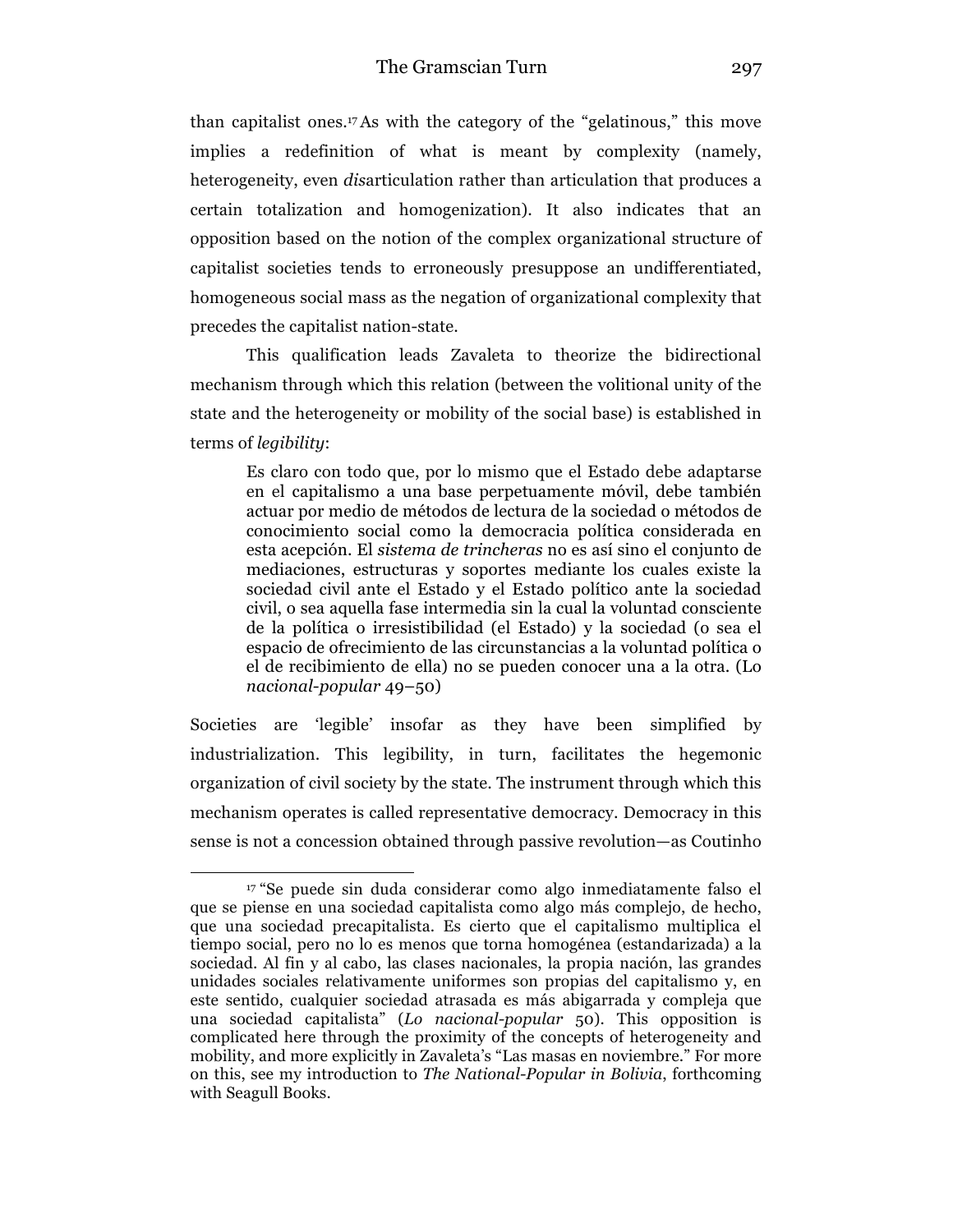than capitalist ones.[17] As with the category of the "gelatinous," this move implies a redefinition of what is meant by complexity (namely, heterogeneity, even *dis*articulation rather than articulation that produces a certain totalization and homogenization). It also indicates that an opposition based on the notion of the complex organizational structure of capitalist societies tends to erroneously presuppose an undifferentiated, homogeneous social mass as the negation of organizational complexity that precedes the capitalist nation-state.

This qualification leads Zavaleta to theorize the bidirectional mechanism through which this relation (between the volitional unity of the state and the heterogeneity or mobility of the social base) is established in terms of *legibility*:

> Es claro con todo que, por lo mismo que el Estado debe adaptarse en el capitalismo a una base perpetuamente móvil, debe también actuar por medio de métodos de lectura de la sociedad o métodos de conocimiento social como la democracia política considerada en esta acepción. El *sistema de trincheras* no es así sino el conjunto de mediaciones, estructuras y soportes mediante los cuales existe la sociedad civil ante el Estado y el Estado político ante la sociedad civil, o sea aquella fase intermedia sin la cual la voluntad consciente de la política o irresistibilidad (el Estado) y la sociedad (o sea el espacio de ofrecimiento de las circunstancias a la voluntad política o el de recibimiento de ella) no se pueden conocer una a la otra. (Lo *nacional-popular* 49–50)

Societies are 'legible' insofar as they have been simplified by industrialization. This legibility, in turn, facilitates the hegemonic organization of civil society by the state. The instrument through which this mechanism operates is called representative democracy. Democracy in this sense is not a concession obtained through passive revolution—as Coutinho

---

[17] "Se puede sin duda considerar como algo inmediatamente falso el que se piense en una sociedad capitalista como algo más complejo, de hecho, que una sociedad precapitalista. Es cierto que el capitalismo multiplica el tiempo social, pero no lo es menos que torna homogénea (estandarizada) a la sociedad. Al fin y al cabo, las clases nacionales, la propia nación, las grandes unidades sociales relativamente uniformes son propias del capitalismo y, en este sentido, cualquier sociedad atrasada es más abigarrada y compleja que una sociedad capitalista" (*Lo nacional-popular* 50). This opposition is complicated here through the proximity of the concepts of heterogeneity and mobility, and more explicitly in Zavaleta's "Las masas en noviembre." For more on this, see my introduction to *The National-Popular in Bolivia*, forthcoming with Seagull Books.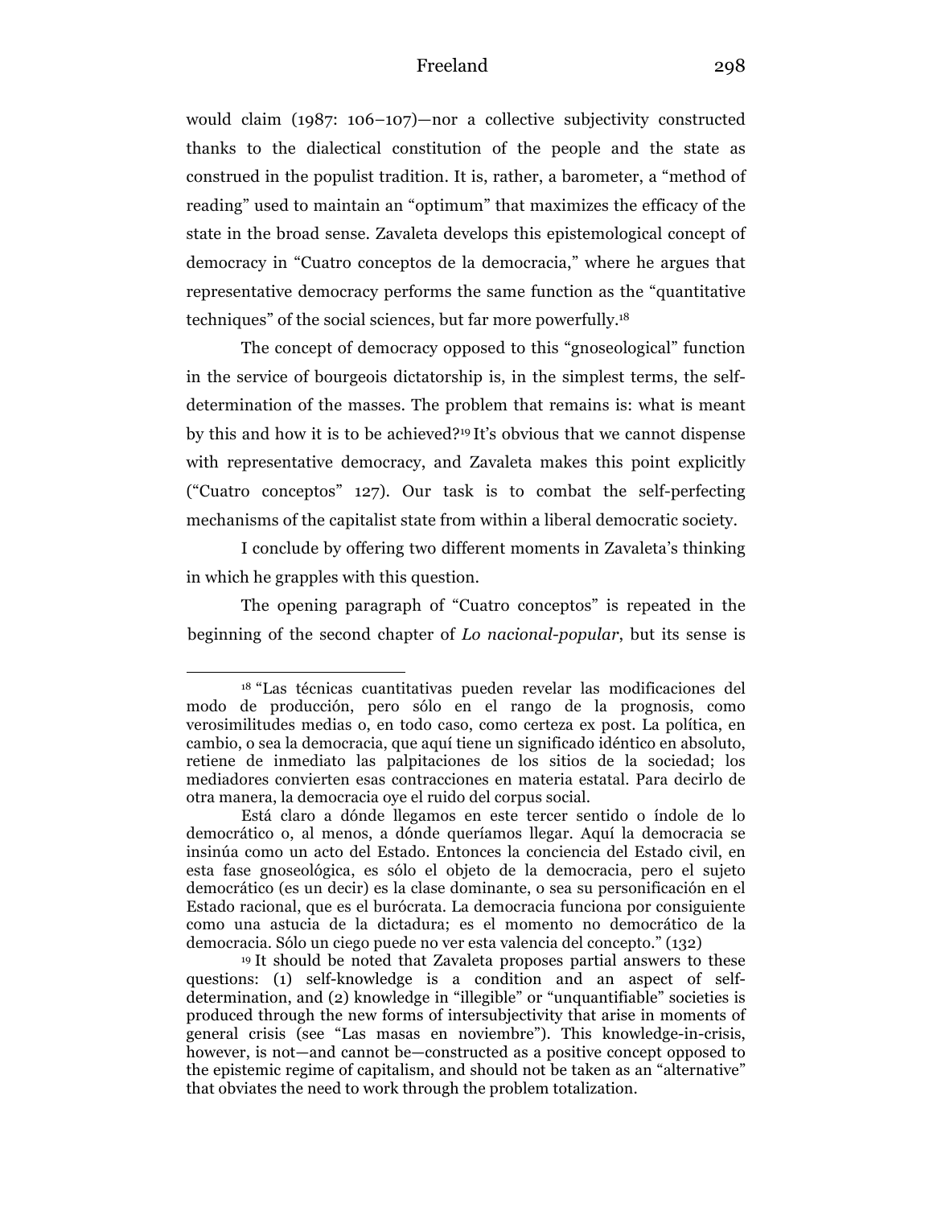would claim (1987: 106–107)—nor a collective subjectivity constructed thanks to the dialectical constitution of the people and the state as construed in the populist tradition. It is, rather, a barometer, a "method of reading" used to maintain an "optimum" that maximizes the efficacy of the state in the broad sense. Zavaleta develops this epistemological concept of democracy in "Cuatro conceptos de la democracia," where he argues that representative democracy performs the same function as the "quantitative techniques" of the social sciences, but far more powerfully.[18]

The concept of democracy opposed to this "gnoseological" function in the service of bourgeois dictatorship is, in the simplest terms, the self-determination of the masses. The problem that remains is: what is meant by this and how it is to be achieved?[19] It's obvious that we cannot dispense with representative democracy, and Zavaleta makes this point explicitly ("Cuatro conceptos" 127). Our task is to combat the self-perfecting mechanisms of the capitalist state from within a liberal democratic society.

I conclude by offering two different moments in Zavaleta's thinking in which he grapples with this question.

The opening paragraph of "Cuatro conceptos" is repeated in the beginning of the second chapter of *Lo nacional-popular*, but its sense is

---

[18] "Las técnicas cuantitativas pueden revelar las modificaciones del modo de producción, pero sólo en el rango de la prognosis, como verosimilitudes medias o, en todo caso, como certeza ex post. La política, en cambio, o sea la democracia, que aquí tiene un significado idéntico en absoluto, retiene de inmediato las palpitaciones de los sitios de la sociedad; los mediadores convierten esas contracciones en materia estatal. Para decirlo de otra manera, la democracia oye el ruido del corpus social.

Está claro a dónde llegamos en este tercer sentido o índole de lo democrático o, al menos, a dónde queríamos llegar. Aquí la democracia se insinúa como un acto del Estado. Entonces la conciencia del Estado civil, en esta fase gnoseológica, es sólo el objeto de la democracia, pero el sujeto democrático (es un decir) es la clase dominante, o sea su personificación en el Estado racional, que es el burócrata. La democracia funciona por consiguiente como una astucia de la dictadura; es el momento no democrático de la democracia. Sólo un ciego puede no ver esta valencia del concepto." (132)

[19] It should be noted that Zavaleta proposes partial answers to these questions: (1) self-knowledge is a condition and an aspect of self-determination, and (2) knowledge in "illegible" or "unquantifiable" societies is produced through the new forms of intersubjectivity that arise in moments of general crisis (see "Las masas en noviembre"). This knowledge-in-crisis, however, is not—and cannot be—constructed as a positive concept opposed to the epistemic regime of capitalism, and should not be taken as an "alternative" that obviates the need to work through the problem totalization.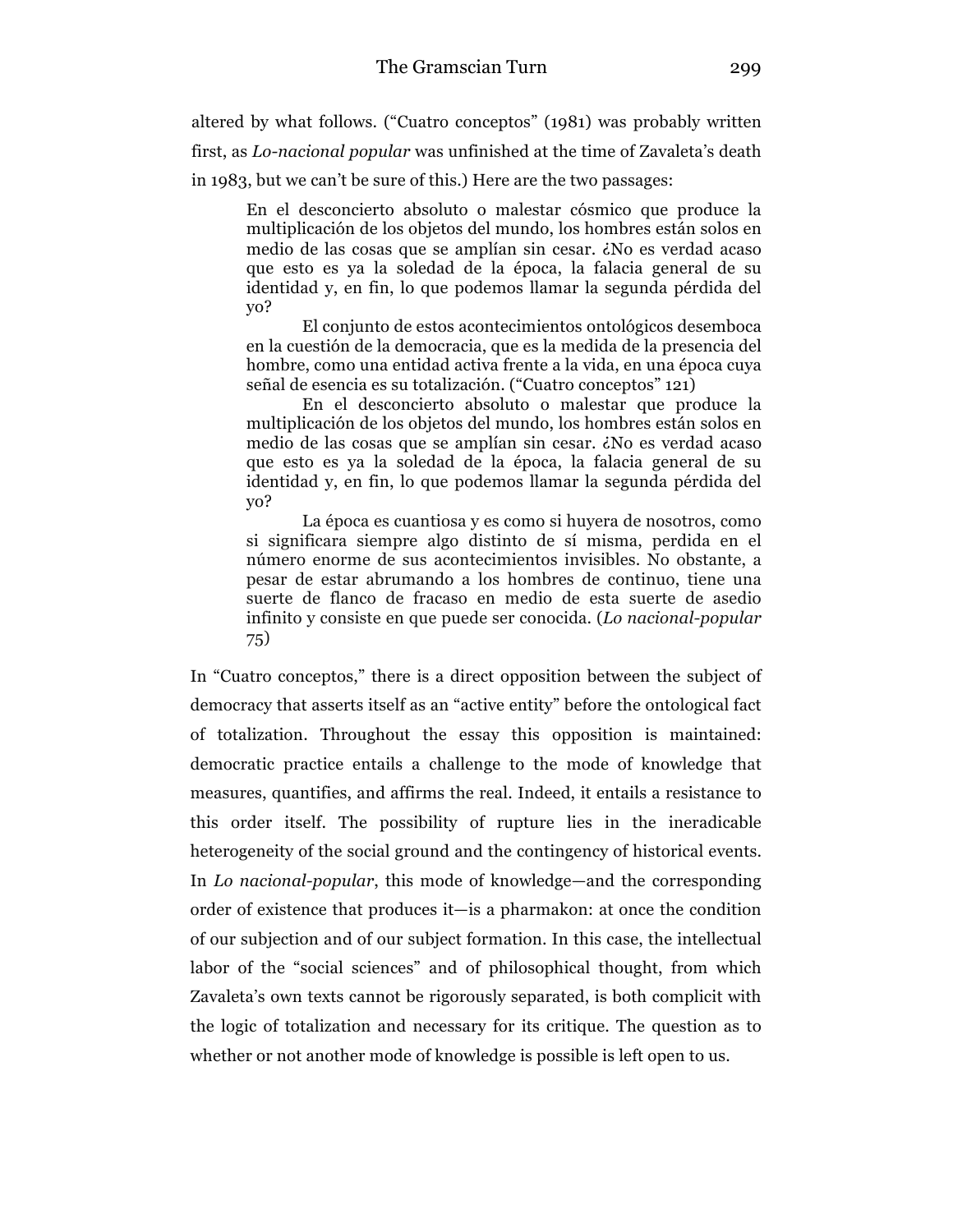altered by what follows. ("Cuatro conceptos" (1981) was probably written first, as *Lo-nacional popular* was unfinished at the time of Zavaleta's death in 1983, but we can't be sure of this.) Here are the two passages:

> En el desconcierto absoluto o malestar cósmico que produce la multiplicación de los objetos del mundo, los hombres están solos en medio de las cosas que se amplían sin cesar. ¿No es verdad acaso que esto es ya la soledad de la época, la falacia general de su identidad y, en fin, lo que podemos llamar la segunda pérdida del yo?
>
> El conjunto de estos acontecimientos ontológicos desemboca en la cuestión de la democracia, que es la medida de la presencia del hombre, como una entidad activa frente a la vida, en una época cuya señal de esencia es su totalización. ("Cuatro conceptos" 121)
>
> En el desconcierto absoluto o malestar que produce la multiplicación de los objetos del mundo, los hombres están solos en medio de las cosas que se amplían sin cesar. ¿No es verdad acaso que esto es ya la soledad de la época, la falacia general de su identidad y, en fin, lo que podemos llamar la segunda pérdida del yo?
>
> La época es cuantiosa y es como si huyera de nosotros, como si significara siempre algo distinto de sí misma, perdida en el número enorme de sus acontecimientos invisibles. No obstante, a pesar de estar abrumando a los hombres de continuo, tiene una suerte de flanco de fracaso en medio de esta suerte de asedio infinito y consiste en que puede ser conocida. (*Lo nacional-popular* 75)

In "Cuatro conceptos," there is a direct opposition between the subject of democracy that asserts itself as an "active entity" before the ontological fact of totalization. Throughout the essay this opposition is maintained: democratic practice entails a challenge to the mode of knowledge that measures, quantifies, and affirms the real. Indeed, it entails a resistance to this order itself. The possibility of rupture lies in the ineradicable heterogeneity of the social ground and the contingency of historical events. In *Lo nacional-popular*, this mode of knowledge—and the corresponding order of existence that produces it—is a pharmakon: at once the condition of our subjection and of our subject formation. In this case, the intellectual labor of the "social sciences" and of philosophical thought, from which Zavaleta's own texts cannot be rigorously separated, is both complicit with the logic of totalization and necessary for its critique. The question as to whether or not another mode of knowledge is possible is left open to us.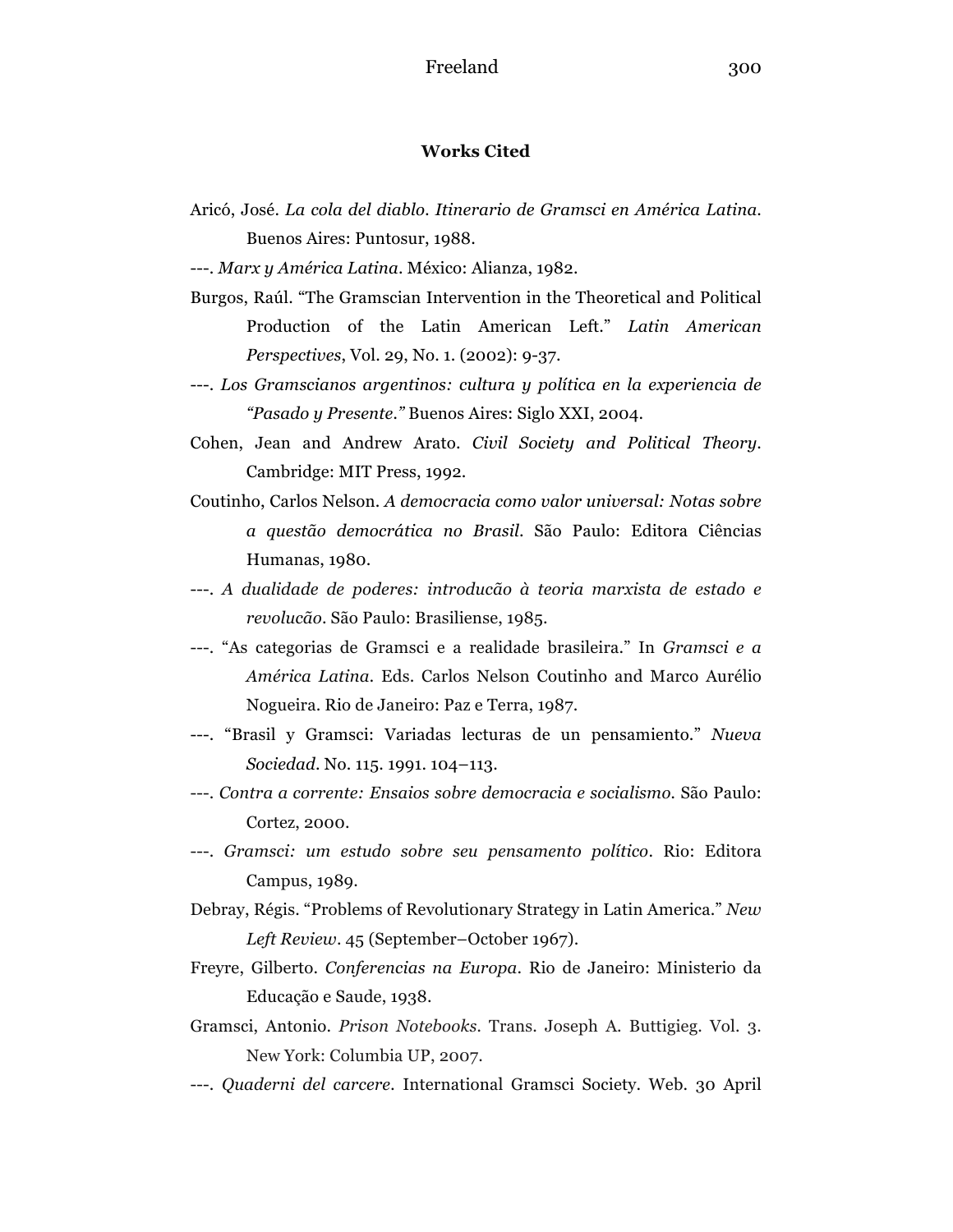## Works Cited

Aricó, José. *La cola del diablo. Itinerario de Gramsci en América Latina*. Buenos Aires: Puntosur, 1988.

---. *Marx y América Latina*. México: Alianza, 1982.

Burgos, Raúl. "The Gramscian Intervention in the Theoretical and Political Production of the Latin American Left." *Latin American Perspectives*, Vol. 29, No. 1. (2002): 9-37.

---. *Los Gramscianos argentinos: cultura y política en la experiencia de "Pasado y Presente."* Buenos Aires: Siglo XXI, 2004.

Cohen, Jean and Andrew Arato. *Civil Society and Political Theory*. Cambridge: MIT Press, 1992.

Coutinho, Carlos Nelson. *A democracia como valor universal: Notas sobre a questão democrática no Brasil*. São Paulo: Editora Ciências Humanas, 1980.

---. *A dualidade de poderes: introducão à teoria marxista de estado e revolucão*. São Paulo: Brasiliense, 1985.

---. "As categorias de Gramsci e a realidade brasileira." In *Gramsci e a América Latina*. Eds. Carlos Nelson Coutinho and Marco Aurélio Nogueira. Rio de Janeiro: Paz e Terra, 1987.

---. "Brasil y Gramsci: Variadas lecturas de un pensamiento." *Nueva Sociedad*. No. 115. 1991. 104–113.

---. *Contra a corrente: Ensaios sobre democracia e socialismo*. São Paulo: Cortez, 2000.

---. *Gramsci: um estudo sobre seu pensamento político*. Rio: Editora Campus, 1989.

Debray, Régis. "Problems of Revolutionary Strategy in Latin America." *New Left Review*. 45 (September–October 1967).

Freyre, Gilberto. *Conferencias na Europa*. Rio de Janeiro: Ministerio da Educação e Saude, 1938.

Gramsci, Antonio. *Prison Notebooks*. Trans. Joseph A. Buttigieg. Vol. 3. New York: Columbia UP, 2007.

---. *Quaderni del carcere*. International Gramsci Society. Web. 30 April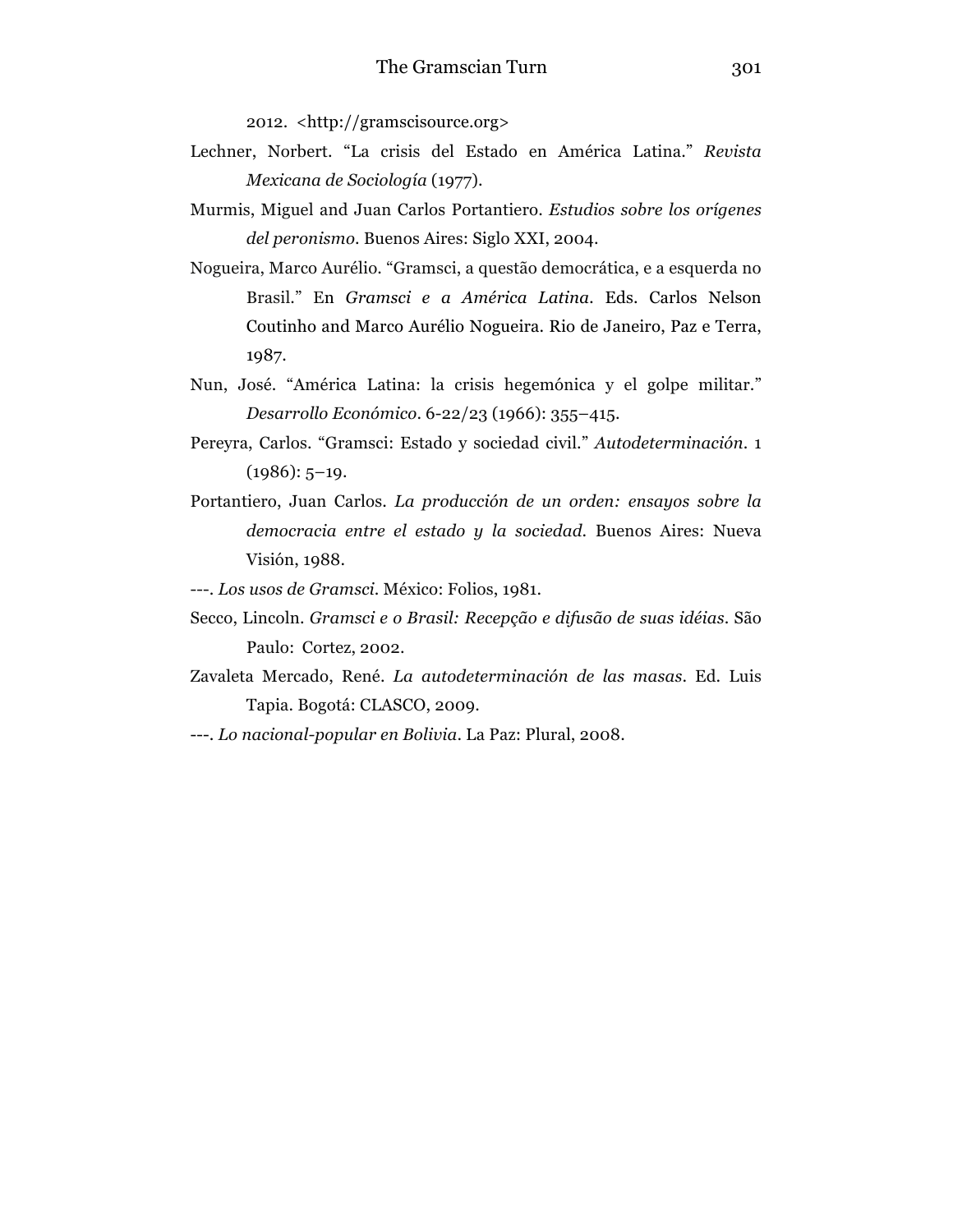2012. <http://gramscisource.org>

Lechner, Norbert. "La crisis del Estado en América Latina." *Revista Mexicana de Sociología* (1977).

Murmis, Miguel and Juan Carlos Portantiero. *Estudios sobre los orígenes del peronismo*. Buenos Aires: Siglo XXI, 2004.

Nogueira, Marco Aurélio. "Gramsci, a questão democrática, e a esquerda no Brasil." En *Gramsci e a América Latina*. Eds. Carlos Nelson Coutinho and Marco Aurélio Nogueira. Rio de Janeiro, Paz e Terra, 1987.

Nun, José. "América Latina: la crisis hegemónica y el golpe militar." *Desarrollo Económico*. 6-22/23 (1966): 355–415.

Pereyra, Carlos. "Gramsci: Estado y sociedad civil." *Autodeterminación*. 1 (1986): 5–19.

Portantiero, Juan Carlos. *La producción de un orden: ensayos sobre la democracia entre el estado y la sociedad.* Buenos Aires: Nueva Visión, 1988.

---. *Los usos de Gramsci*. México: Folios, 1981.

Secco, Lincoln. *Gramsci e o Brasil: Recepção e difusão de suas idéias*. São Paulo: Cortez, 2002.

Zavaleta Mercado, René. *La autodeterminación de las masas*. Ed. Luis Tapia. Bogotá: CLASCO, 2009.

---. *Lo nacional-popular en Bolivia*. La Paz: Plural, 2008.